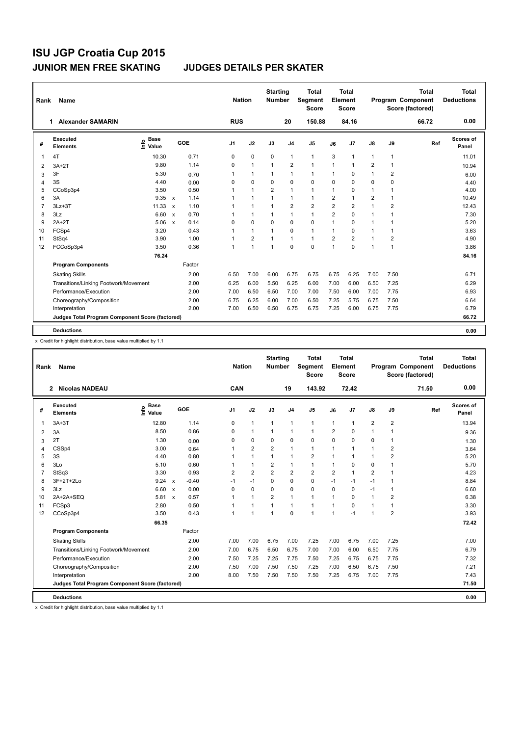# ISU JGP Croatia Cup 2015

## JUNIOR MEN FREE SKATING    JUDGES DETAILS PER SKATER

| Rank | Name | Nation | Starting Number | Total Segment Score | Total Element Score | Total Program Component Score (factored) | Total Deductions |
|---|---|---|---|---|---|---|---|
| 1 | Alexander SAMARIN | RUS | 20 | 150.88 | 84.16 | 66.72 | 0.00 |

| # | Executed Elements | Info | Base Value | | GOE | J1 | J2 | J3 | J4 | J5 | J6 | J7 | J8 | J9 | Ref | Scores of Panel |
|---|---|---|---|---|---|---|---|---|---|---|---|---|---|---|---|---|
| 1 | 4T | | 10.30 | | 0.71 | 0 | 0 | 0 | 1 | 1 | 3 | 1 | 1 | 1 | | 11.01 |
| 2 | 3A+2T | | 9.80 | | 1.14 | 0 | 1 | 1 | 2 | 1 | 1 | 1 | 2 | 1 | | 10.94 |
| 3 | 3F | | 5.30 | | 0.70 | 1 | 1 | 1 | 1 | 1 | 1 | 0 | 1 | 2 | | 6.00 |
| 4 | 3S | | 4.40 | | 0.00 | 0 | 0 | 0 | 0 | 0 | 0 | 0 | 0 | 0 | | 4.40 |
| 5 | CCoSp3p4 | | 3.50 | | 0.50 | 1 | 1 | 2 | 1 | 1 | 1 | 0 | 1 | 1 | | 4.00 |
| 6 | 3A | | 9.35 | x | 1.14 | 1 | 1 | 1 | 1 | 1 | 2 | 1 | 2 | 1 | | 10.49 |
| 7 | 3Lz+3T | | 11.33 | x | 1.10 | 1 | 1 | 1 | 2 | 2 | 2 | 2 | 1 | 2 | | 12.43 |
| 8 | 3Lz | | 6.60 | x | 0.70 | 1 | 1 | 1 | 1 | 1 | 2 | 0 | 1 | 1 | | 7.30 |
| 9 | 2A+2T | | 5.06 | x | 0.14 | 0 | 0 | 0 | 0 | 0 | 1 | 0 | 1 | 1 | | 5.20 |
| 10 | FCSp4 | | 3.20 | | 0.43 | 1 | 1 | 1 | 0 | 1 | 1 | 0 | 1 | 1 | | 3.63 |
| 11 | StSq4 | | 3.90 | | 1.00 | 1 | 2 | 1 | 1 | 1 | 2 | 2 | 1 | 2 | | 4.90 |
| 12 | FCCoSp3p4 | | 3.50 | | 0.36 | 1 | 1 | 1 | 0 | 0 | 1 | 0 | 1 | 1 | | 3.86 |
| | | | 76.24 | | | | | | | | | | | | | 84.16 |
| | **Program Components** | | | | Factor | | | | | | | | | | | |
| | Skating Skills | | | | 2.00 | 6.50 | 7.00 | 6.00 | 6.75 | 6.75 | 6.75 | 6.25 | 7.00 | 7.50 | | 6.71 |
| | Transitions/Linking Footwork/Movement | | | | 2.00 | 6.25 | 6.00 | 5.50 | 6.25 | 6.00 | 7.00 | 6.00 | 6.50 | 7.25 | | 6.29 |
| | Performance/Execution | | | | 2.00 | 7.00 | 6.50 | 6.50 | 7.00 | 7.00 | 7.50 | 6.00 | 7.00 | 7.75 | | 6.93 |
| | Choreography/Composition | | | | 2.00 | 6.75 | 6.25 | 6.00 | 7.00 | 6.50 | 7.25 | 5.75 | 6.75 | 7.50 | | 6.64 |
| | Interpretation | | | | 2.00 | 7.00 | 6.50 | 6.50 | 6.75 | 6.75 | 7.25 | 6.00 | 6.75 | 7.75 | | 6.79 |
| | **Judges Total Program Component Score (factored)** | | | | | | | | | | | | | | | 66.72 |
| | **Deductions** | | | | | | | | | | | | | | | 0.00 |

x Credit for highlight distribution, base value multiplied by 1.1

| Rank | Name | Nation | Starting Number | Total Segment Score | Total Element Score | Total Program Component Score (factored) | Total Deductions |
|---|---|---|---|---|---|---|---|
| 2 | Nicolas NADEAU | CAN | 19 | 143.92 | 72.42 | 71.50 | 0.00 |

| # | Executed Elements | Info | Base Value | | GOE | J1 | J2 | J3 | J4 | J5 | J6 | J7 | J8 | J9 | Ref | Scores of Panel |
|---|---|---|---|---|---|---|---|---|---|---|---|---|---|---|---|---|
| 1 | 3A+3T | | 12.80 | | 1.14 | 0 | 1 | 1 | 1 | 1 | 1 | 1 | 2 | 2 | | 13.94 |
| 2 | 3A | | 8.50 | | 0.86 | 0 | 1 | 1 | 1 | 1 | 2 | 0 | 1 | 1 | | 9.36 |
| 3 | 2T | | 1.30 | | 0.00 | 0 | 0 | 0 | 0 | 0 | 0 | 0 | 0 | 1 | | 1.30 |
| 4 | CSSp4 | | 3.00 | | 0.64 | 1 | 2 | 2 | 1 | 1 | 1 | 1 | 1 | 2 | | 3.64 |
| 5 | 3S | | 4.40 | | 0.80 | 1 | 1 | 1 | 1 | 2 | 1 | 1 | 1 | 2 | | 5.20 |
| 6 | 3Lo | | 5.10 | | 0.60 | 1 | 1 | 2 | 1 | 1 | 1 | 0 | 0 | 1 | | 5.70 |
| 7 | StSq3 | | 3.30 | | 0.93 | 2 | 2 | 2 | 2 | 2 | 2 | 1 | 2 | 1 | | 4.23 |
| 8 | 3F+2T+2Lo | | 9.24 | x | -0.40 | -1 | -1 | 0 | 0 | 0 | -1 | -1 | -1 | 1 | | 8.84 |
| 9 | 3Lz | | 6.60 | x | 0.00 | 0 | 0 | 0 | 0 | 0 | 0 | 0 | -1 | 1 | | 6.60 |
| 10 | 2A+2A+SEQ | | 5.81 | x | 0.57 | 1 | 1 | 2 | 1 | 1 | 1 | 0 | 1 | 2 | | 6.38 |
| 11 | FCSp3 | | 2.80 | | 0.50 | 1 | 1 | 1 | 1 | 1 | 1 | 0 | 1 | 1 | | 3.30 |
| 12 | CCoSp3p4 | | 3.50 | | 0.43 | 1 | 1 | 1 | 0 | 1 | 1 | -1 | 1 | 2 | | 3.93 |
| | | | 66.35 | | | | | | | | | | | | | 72.42 |
| | **Program Components** | | | | Factor | | | | | | | | | | | |
| | Skating Skills | | | | 2.00 | 7.00 | 7.00 | 6.75 | 7.00 | 7.25 | 7.00 | 6.75 | 7.00 | 7.25 | | 7.00 |
| | Transitions/Linking Footwork/Movement | | | | 2.00 | 7.00 | 6.75 | 6.50 | 6.75 | 7.00 | 7.00 | 6.00 | 6.50 | 7.75 | | 6.79 |
| | Performance/Execution | | | | 2.00 | 7.50 | 7.25 | 7.25 | 7.75 | 7.50 | 7.25 | 6.75 | 6.75 | 7.75 | | 7.32 |
| | Choreography/Composition | | | | 2.00 | 7.50 | 7.00 | 7.50 | 7.50 | 7.25 | 7.00 | 6.50 | 6.75 | 7.50 | | 7.21 |
| | Interpretation | | | | 2.00 | 8.00 | 7.50 | 7.50 | 7.50 | 7.50 | 7.25 | 6.75 | 7.00 | 7.75 | | 7.43 |
| | **Judges Total Program Component Score (factored)** | | | | | | | | | | | | | | | 71.50 |
| | **Deductions** | | | | | | | | | | | | | | | 0.00 |

x Credit for highlight distribution, base value multiplied by 1.1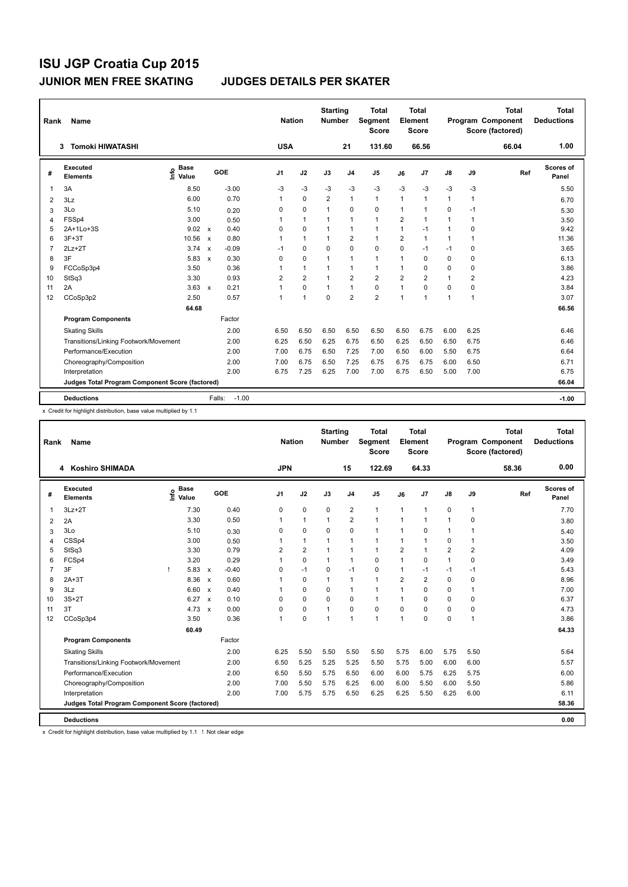# ISU JGP Croatia Cup 2015

## JUNIOR MEN FREE SKATING — JUDGES DETAILS PER SKATER

| Rank | Name | Nation | Starting Number | Total Segment Score | Total Element Score | Total Program Component Score (factored) | Total Deductions |
|---|---|---|---|---|---|---|---|
| 3 | Tomoki HIWATASHI | USA | 21 | 131.60 | 66.56 | 66.04 | 1.00 |

| # | Executed Elements | Info | Base Value | | GOE | J1 | J2 | J3 | J4 | J5 | J6 | J7 | J8 | J9 | Ref | Scores of Panel |
|---|---|---|---|---|---|---|---|---|---|---|---|---|---|---|---|---|
| 1 | 3A | | 8.50 | | -3.00 | -3 | -3 | -3 | -3 | -3 | -3 | -3 | -3 | -3 | | 5.50 |
| 2 | 3Lz | | 6.00 | | 0.70 | 1 | 0 | 2 | 1 | 1 | 1 | 1 | 1 | 1 | | 6.70 |
| 3 | 3Lo | | 5.10 | | 0.20 | 0 | 0 | 1 | 0 | 0 | 1 | 1 | 0 | -1 | | 5.30 |
| 4 | FSSp4 | | 3.00 | | 0.50 | 1 | 1 | 1 | 1 | 1 | 2 | 1 | 1 | 1 | | 3.50 |
| 5 | 2A+1Lo+3S | | 9.02 | x | 0.40 | 0 | 0 | 1 | 1 | 1 | 1 | -1 | 1 | 0 | | 9.42 |
| 6 | 3F+3T | | 10.56 | x | 0.80 | 1 | 1 | 1 | 2 | 1 | 2 | 1 | 1 | 1 | | 11.36 |
| 7 | 2Lz+2T | | 3.74 | x | -0.09 | -1 | 0 | 0 | 0 | 0 | 0 | -1 | -1 | 0 | | 3.65 |
| 8 | 3F | | 5.83 | x | 0.30 | 0 | 0 | 1 | 1 | 1 | 1 | 0 | 0 | 0 | | 6.13 |
| 9 | FCCoSp3p4 | | 3.50 | | 0.36 | 1 | 1 | 1 | 1 | 1 | 1 | 0 | 0 | 0 | | 3.86 |
| 10 | StSq3 | | 3.30 | | 0.93 | 2 | 2 | 1 | 2 | 2 | 2 | 2 | 1 | 2 | | 4.23 |
| 11 | 2A | | 3.63 | x | 0.21 | 1 | 0 | 1 | 1 | 0 | 1 | 0 | 0 | 0 | | 3.84 |
| 12 | CCoSp3p2 | | 2.50 | | 0.57 | 1 | 1 | 0 | 2 | 2 | 1 | 1 | 1 | 1 | | 3.07 |
| | | | 64.68 | | | | | | | | | | | | | 66.56 |
| | **Program Components** | | | | Factor | | | | | | | | | | | |
| | Skating Skills | | | | 2.00 | 6.50 | 6.50 | 6.50 | 6.50 | 6.50 | 6.50 | 6.75 | 6.00 | 6.25 | | 6.46 |
| | Transitions/Linking Footwork/Movement | | | | 2.00 | 6.25 | 6.50 | 6.25 | 6.75 | 6.50 | 6.25 | 6.50 | 6.50 | 6.75 | | 6.46 |
| | Performance/Execution | | | | 2.00 | 7.00 | 6.75 | 6.50 | 7.25 | 7.00 | 6.50 | 6.00 | 5.50 | 6.75 | | 6.64 |
| | Choreography/Composition | | | | 2.00 | 7.00 | 6.75 | 6.50 | 7.25 | 6.75 | 6.75 | 6.75 | 6.00 | 6.50 | | 6.71 |
| | Interpretation | | | | 2.00 | 6.75 | 7.25 | 6.25 | 7.00 | 7.00 | 6.75 | 6.50 | 5.00 | 7.00 | | 6.75 |
| | **Judges Total Program Component Score (factored)** | | | | | | | | | | | | | | | 66.04 |
| | **Deductions** | | | Falls: | -1.00 | | | | | | | | | | | -1.00 |

x Credit for highlight distribution, base value multiplied by 1.1

| Rank | Name | Nation | Starting Number | Total Segment Score | Total Element Score | Total Program Component Score (factored) | Total Deductions |
|---|---|---|---|---|---|---|---|
| 4 | Koshiro SHIMADA | JPN | 15 | 122.69 | 64.33 | 58.36 | 0.00 |

| # | Executed Elements | Info | Base Value | | GOE | J1 | J2 | J3 | J4 | J5 | J6 | J7 | J8 | J9 | Ref | Scores of Panel |
|---|---|---|---|---|---|---|---|---|---|---|---|---|---|---|---|---|
| 1 | 3Lz+2T | | 7.30 | | 0.40 | 0 | 0 | 0 | 2 | 1 | 1 | 1 | 0 | 1 | | 7.70 |
| 2 | 2A | | 3.30 | | 0.50 | 1 | 1 | 1 | 2 | 1 | 1 | 1 | 1 | 0 | | 3.80 |
| 3 | 3Lo | | 5.10 | | 0.30 | 0 | 0 | 0 | 0 | 1 | 1 | 0 | 1 | 1 | | 5.40 |
| 4 | CSSp4 | | 3.00 | | 0.50 | 1 | 1 | 1 | 1 | 1 | 1 | 1 | 0 | 1 | | 3.50 |
| 5 | StSq3 | | 3.30 | | 0.79 | 2 | 2 | 1 | 1 | 1 | 2 | 1 | 2 | 2 | | 4.09 |
| 6 | FCSp4 | | 3.20 | | 0.29 | 1 | 0 | 1 | 1 | 0 | 1 | 0 | 1 | 0 | | 3.49 |
| 7 | 3F | ! | 5.83 | x | -0.40 | 0 | -1 | 0 | -1 | 0 | 1 | -1 | -1 | -1 | | 5.43 |
| 8 | 2A+3T | | 8.36 | x | 0.60 | 1 | 0 | 1 | 1 | 1 | 2 | 2 | 0 | 0 | | 8.96 |
| 9 | 3Lz | | 6.60 | x | 0.40 | 1 | 0 | 0 | 1 | 1 | 1 | 0 | 0 | 1 | | 7.00 |
| 10 | 3S+2T | | 6.27 | x | 0.10 | 0 | 0 | 0 | 0 | 1 | 1 | 0 | 0 | 0 | | 6.37 |
| 11 | 3T | | 4.73 | x | 0.00 | 0 | 0 | 1 | 0 | 0 | 0 | 0 | 0 | 0 | | 4.73 |
| 12 | CCoSp3p4 | | 3.50 | | 0.36 | 1 | 0 | 1 | 1 | 1 | 1 | 0 | 0 | 1 | | 3.86 |
| | | | 60.49 | | | | | | | | | | | | | 64.33 |
| | **Program Components** | | | | Factor | | | | | | | | | | | |
| | Skating Skills | | | | 2.00 | 6.25 | 5.50 | 5.50 | 5.50 | 5.50 | 5.75 | 6.00 | 5.75 | 5.50 | | 5.64 |
| | Transitions/Linking Footwork/Movement | | | | 2.00 | 6.50 | 5.25 | 5.25 | 5.25 | 5.50 | 5.75 | 5.00 | 6.00 | 6.00 | | 5.57 |
| | Performance/Execution | | | | 2.00 | 6.50 | 5.50 | 5.75 | 6.50 | 6.00 | 6.00 | 5.75 | 6.25 | 5.75 | | 6.00 |
| | Choreography/Composition | | | | 2.00 | 7.00 | 5.50 | 5.75 | 6.25 | 6.00 | 6.00 | 5.50 | 6.00 | 5.50 | | 5.86 |
| | Interpretation | | | | 2.00 | 7.00 | 5.75 | 5.75 | 6.50 | 6.25 | 6.25 | 5.50 | 6.25 | 6.00 | | 6.11 |
| | **Judges Total Program Component Score (factored)** | | | | | | | | | | | | | | | 58.36 |
| | **Deductions** | | | | | | | | | | | | | | | 0.00 |

x Credit for highlight distribution, base value multiplied by 1.1 ! Not clear edge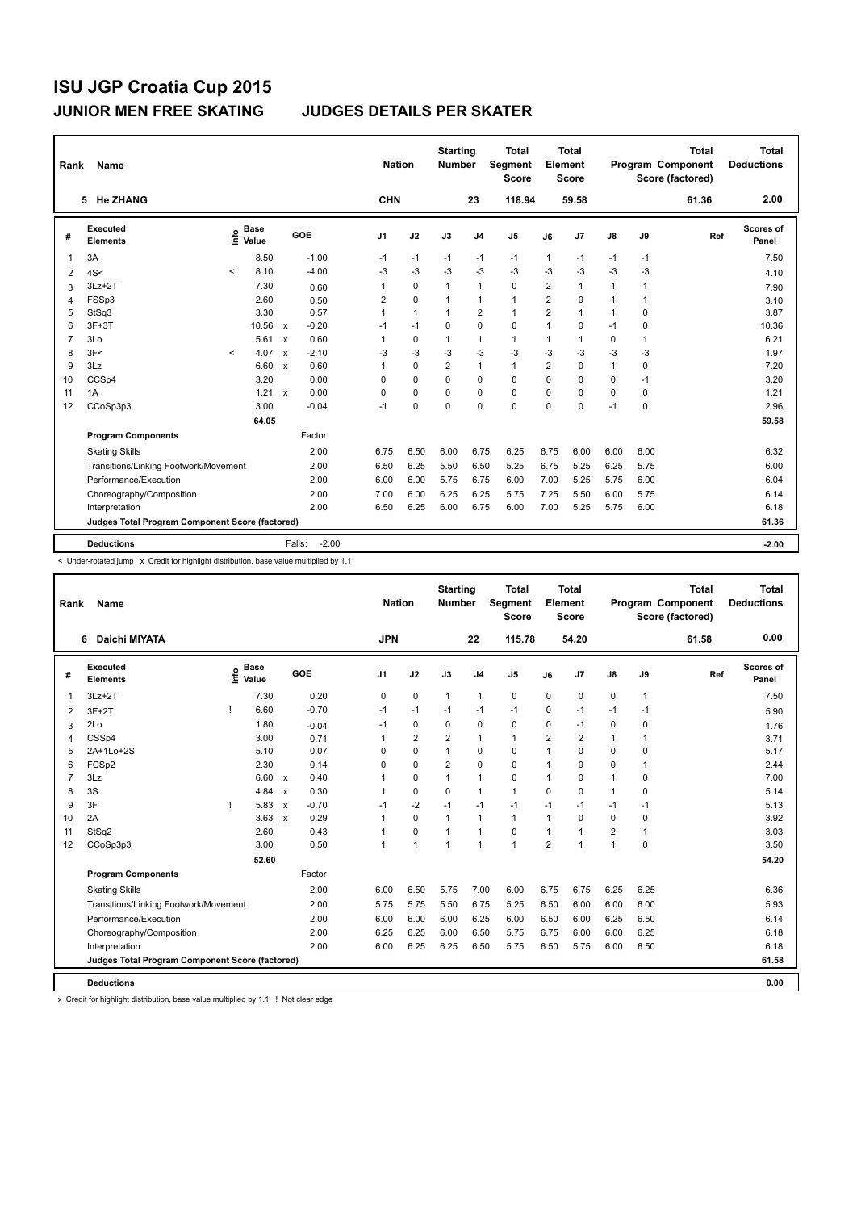# ISU JGP Croatia Cup 2015

## JUNIOR MEN FREE SKATING — JUDGES DETAILS PER SKATER

| Rank | Name | Nation | Starting Number | Total Segment Score | Total Element Score | Total Program Component Score (factored) | Total Deductions |
|---|---|---|---|---|---|---|---|
| 5 | He ZHANG | CHN | 23 | 118.94 | 59.58 | 61.36 | 2.00 |

| # | Executed Elements | Info | Base Value | | GOE | J1 | J2 | J3 | J4 | J5 | J6 | J7 | J8 | J9 | Ref | Scores of Panel |
|---|---|---|---|---|---|---|---|---|---|---|---|---|---|---|---|---|
| 1 | 3A | | 8.50 | | -1.00 | -1 | -1 | -1 | -1 | -1 | 1 | -1 | -1 | -1 | | 7.50 |
| 2 | 4S< | < | 8.10 | | -4.00 | -3 | -3 | -3 | -3 | -3 | -3 | -3 | -3 | -3 | | 4.10 |
| 3 | 3Lz+2T | | 7.30 | | 0.60 | 1 | 0 | 1 | 1 | 0 | 2 | 1 | 1 | 1 | | 7.90 |
| 4 | FSSp3 | | 2.60 | | 0.50 | 2 | 0 | 1 | 1 | 1 | 2 | 0 | 1 | 1 | | 3.10 |
| 5 | StSq3 | | 3.30 | | 0.57 | 1 | 1 | 1 | 2 | 1 | 2 | 1 | 1 | 0 | | 3.87 |
| 6 | 3F+3T | | 10.56 | x | -0.20 | -1 | -1 | 0 | 0 | 0 | 1 | 0 | -1 | 0 | | 10.36 |
| 7 | 3Lo | | 5.61 | x | 0.60 | 1 | 0 | 1 | 1 | 1 | 1 | 1 | 0 | 1 | | 6.21 |
| 8 | 3F< | < | 4.07 | x | -2.10 | -3 | -3 | -3 | -3 | -3 | -3 | -3 | -3 | -3 | | 1.97 |
| 9 | 3Lz | | 6.60 | x | 0.60 | 1 | 0 | 2 | 1 | 1 | 2 | 0 | 1 | 0 | | 7.20 |
| 10 | CCSp4 | | 3.20 | | 0.00 | 0 | 0 | 0 | 0 | 0 | 0 | 0 | 0 | -1 | | 3.20 |
| 11 | 1A | | 1.21 | x | 0.00 | 0 | 0 | 0 | 0 | 0 | 0 | 0 | 0 | 0 | | 1.21 |
| 12 | CCoSp3p3 | | 3.00 | | -0.04 | -1 | 0 | 0 | 0 | 0 | 0 | 0 | -1 | 0 | | 2.96 |
| | | | 64.05 | | | | | | | | | | | | | 59.58 |

| Program Components | Factor | J1 | J2 | J3 | J4 | J5 | J6 | J7 | J8 | J9 | Scores of Panel |
|---|---|---|---|---|---|---|---|---|---|---|---|
| Skating Skills | 2.00 | 6.75 | 6.50 | 6.00 | 6.75 | 6.25 | 6.75 | 6.00 | 6.00 | 6.00 | 6.32 |
| Transitions/Linking Footwork/Movement | 2.00 | 6.50 | 6.25 | 5.50 | 6.50 | 5.25 | 6.75 | 5.25 | 6.25 | 5.75 | 6.00 |
| Performance/Execution | 2.00 | 6.00 | 6.00 | 5.75 | 6.75 | 6.00 | 7.00 | 5.25 | 5.75 | 6.00 | 6.04 |
| Choreography/Composition | 2.00 | 7.00 | 6.00 | 6.25 | 6.25 | 5.75 | 7.25 | 5.50 | 6.00 | 5.75 | 6.14 |
| Interpretation | 2.00 | 6.50 | 6.25 | 6.00 | 6.75 | 6.00 | 7.00 | 5.25 | 5.75 | 6.00 | 6.18 |
| Judges Total Program Component Score (factored) | | | | | | | | | | | 61.36 |

| Deductions | Falls: | -2.00 | -2.00 |
|---|---|---|---|

< Under-rotated jump x Credit for highlight distribution, base value multiplied by 1.1

| Rank | Name | Nation | Starting Number | Total Segment Score | Total Element Score | Total Program Component Score (factored) | Total Deductions |
|---|---|---|---|---|---|---|---|
| 6 | Daichi MIYATA | JPN | 22 | 115.78 | 54.20 | 61.58 | 0.00 |

| # | Executed Elements | Info | Base Value | | GOE | J1 | J2 | J3 | J4 | J5 | J6 | J7 | J8 | J9 | Ref | Scores of Panel |
|---|---|---|---|---|---|---|---|---|---|---|---|---|---|---|---|---|
| 1 | 3Lz+2T | | 7.30 | | 0.20 | 0 | 0 | 1 | 1 | 0 | 0 | 0 | 0 | 1 | | 7.50 |
| 2 | 3F+2T | ! | 6.60 | | -0.70 | -1 | -1 | -1 | -1 | -1 | 0 | -1 | -1 | -1 | | 5.90 |
| 3 | 2Lo | | 1.80 | | -0.04 | -1 | 0 | 0 | 0 | 0 | 0 | -1 | 0 | 0 | | 1.76 |
| 4 | CSSp4 | | 3.00 | | 0.71 | 1 | 2 | 2 | 1 | 1 | 2 | 2 | 1 | 1 | | 3.71 |
| 5 | 2A+1Lo+2S | | 5.10 | | 0.07 | 0 | 0 | 1 | 0 | 0 | 1 | 0 | 0 | 0 | | 5.17 |
| 6 | FCSp2 | | 2.30 | | 0.14 | 0 | 0 | 2 | 0 | 0 | 1 | 0 | 0 | 1 | | 2.44 |
| 7 | 3Lz | | 6.60 | x | 0.40 | 1 | 0 | 1 | 1 | 0 | 1 | 0 | 1 | 0 | | 7.00 |
| 8 | 3S | | 4.84 | x | 0.30 | 1 | 0 | 0 | 1 | 1 | 0 | 0 | 1 | 0 | | 5.14 |
| 9 | 3F | ! | 5.83 | x | -0.70 | -1 | -2 | -1 | -1 | -1 | -1 | -1 | -1 | -1 | | 5.13 |
| 10 | 2A | | 3.63 | x | 0.29 | 1 | 0 | 1 | 1 | 1 | 1 | 0 | 0 | 0 | | 3.92 |
| 11 | StSq2 | | 2.60 | | 0.43 | 1 | 0 | 1 | 1 | 0 | 1 | 1 | 2 | 1 | | 3.03 |
| 12 | CCoSp3p3 | | 3.00 | | 0.50 | 1 | 1 | 1 | 1 | 1 | 2 | 1 | 1 | 0 | | 3.50 |
| | | | 52.60 | | | | | | | | | | | | | 54.20 |

| Program Components | Factor | J1 | J2 | J3 | J4 | J5 | J6 | J7 | J8 | J9 | Scores of Panel |
|---|---|---|---|---|---|---|---|---|---|---|---|
| Skating Skills | 2.00 | 6.00 | 6.50 | 5.75 | 7.00 | 6.00 | 6.75 | 6.75 | 6.25 | 6.25 | 6.36 |
| Transitions/Linking Footwork/Movement | 2.00 | 5.75 | 5.75 | 5.50 | 6.75 | 5.25 | 6.50 | 6.00 | 6.00 | 6.00 | 5.93 |
| Performance/Execution | 2.00 | 6.00 | 6.00 | 6.00 | 6.25 | 6.00 | 6.50 | 6.00 | 6.25 | 6.50 | 6.14 |
| Choreography/Composition | 2.00 | 6.25 | 6.25 | 6.00 | 6.50 | 5.75 | 6.75 | 6.00 | 6.00 | 6.25 | 6.18 |
| Interpretation | 2.00 | 6.00 | 6.25 | 6.25 | 6.50 | 5.75 | 6.50 | 5.75 | 6.00 | 6.50 | 6.18 |
| Judges Total Program Component Score (factored) | | | | | | | | | | | 61.58 |

| Deductions | 0.00 |
|---|---|

x Credit for highlight distribution, base value multiplied by 1.1 ! Not clear edge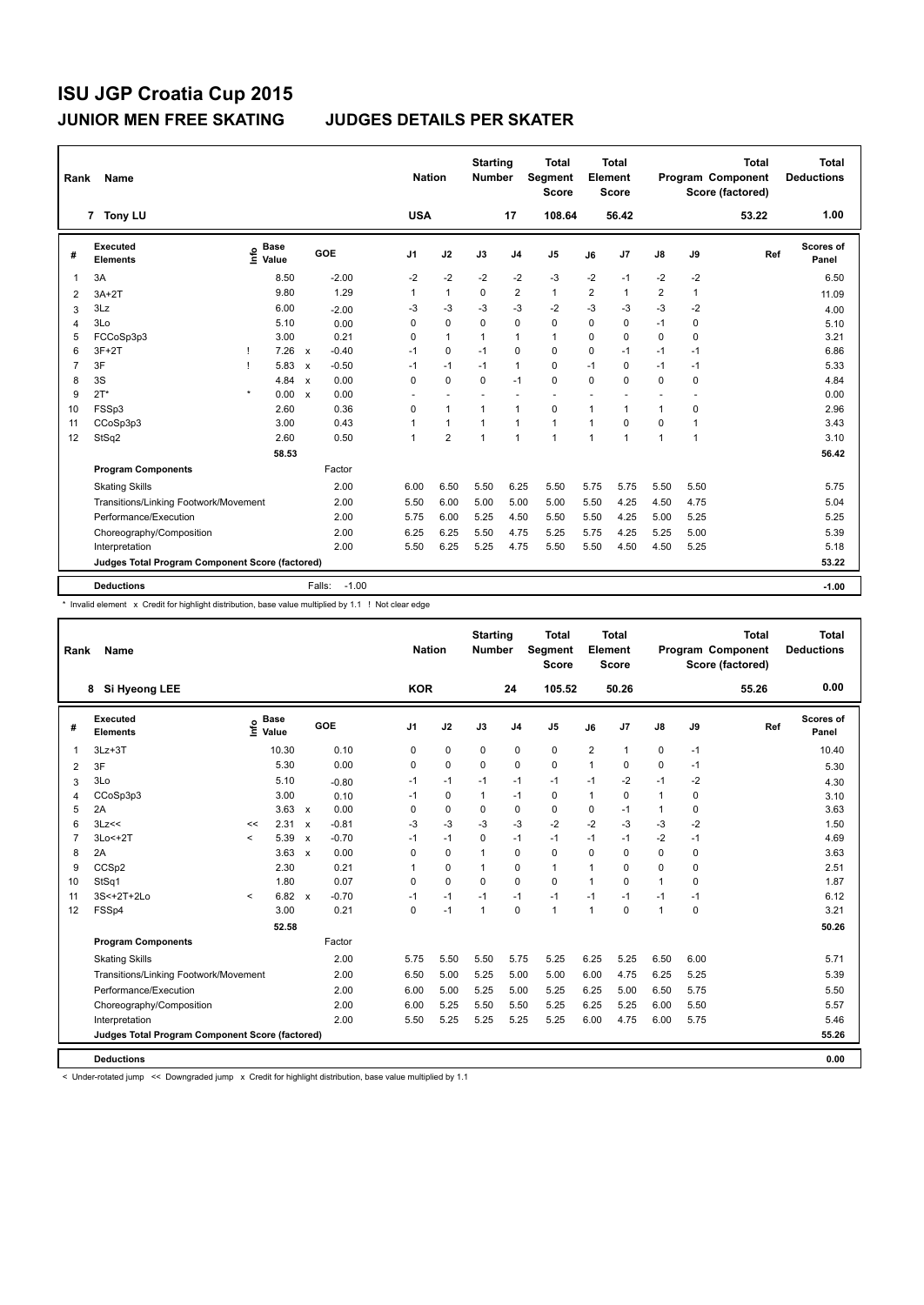# ISU JGP Croatia Cup 2015

## JUNIOR MEN FREE SKATING　　JUDGES DETAILS PER SKATER

| Rank | Name | Nation | Starting Number | Total Segment Score | Total Element Score | Total Program Component Score (factored) | Total Deductions |
|---|---|---|---|---|---|---|---|
| 7 | Tony LU | USA | 17 | 108.64 | 56.42 | 53.22 | 1.00 |

| # | Executed Elements | Info | Base Value | | GOE | J1 | J2 | J3 | J4 | J5 | J6 | J7 | J8 | J9 | Ref | Scores of Panel |
|---|---|---|---|---|---|---|---|---|---|---|---|---|---|---|---|---|
| 1 | 3A | | 8.50 | | -2.00 | -2 | -2 | -2 | -2 | -3 | -2 | -1 | -2 | -2 | | 6.50 |
| 2 | 3A+2T | | 9.80 | | 1.29 | 1 | 1 | 0 | 2 | 1 | 2 | 1 | 2 | 1 | | 11.09 |
| 3 | 3Lz | | 6.00 | | -2.00 | -3 | -3 | -3 | -3 | -2 | -3 | -3 | -3 | -2 | | 4.00 |
| 4 | 3Lo | | 5.10 | | 0.00 | 0 | 0 | 0 | 0 | 0 | 0 | 0 | -1 | 0 | | 5.10 |
| 5 | FCCoSp3p3 | | 3.00 | | 0.21 | 0 | 1 | 1 | 1 | 1 | 0 | 0 | 0 | 0 | | 3.21 |
| 6 | 3F+2T | ! | 7.26 | x | -0.40 | -1 | 0 | -1 | 0 | 0 | 0 | -1 | -1 | -1 | | 6.86 |
| 7 | 3F | ! | 5.83 | x | -0.50 | -1 | -1 | -1 | 1 | 0 | -1 | 0 | -1 | -1 | | 5.33 |
| 8 | 3S | | 4.84 | x | 0.00 | 0 | 0 | 0 | -1 | 0 | 0 | 0 | 0 | 0 | | 4.84 |
| 9 | 2T* | * | 0.00 | x | 0.00 | - | - | - | - | - | - | - | - | - | | 0.00 |
| 10 | FSSp3 | | 2.60 | | 0.36 | 0 | 1 | 1 | 1 | 0 | 1 | 1 | 1 | 0 | | 2.96 |
| 11 | CCoSp3p3 | | 3.00 | | 0.43 | 1 | 1 | 1 | 1 | 1 | 1 | 0 | 0 | 1 | | 3.43 |
| 12 | StSq2 | | 2.60 | | 0.50 | 1 | 2 | 1 | 1 | 1 | 1 | 1 | 1 | 1 | | 3.10 |
| | | | 58.53 | | | | | | | | | | | | | 56.42 |
| | **Program Components** | | | | Factor | | | | | | | | | | | |
| | Skating Skills | | | | 2.00 | 6.00 | 6.50 | 5.50 | 6.25 | 5.50 | 5.75 | 5.75 | 5.50 | 5.50 | | 5.75 |
| | Transitions/Linking Footwork/Movement | | | | 2.00 | 5.50 | 6.00 | 5.00 | 5.00 | 5.00 | 5.50 | 4.25 | 4.50 | 4.75 | | 5.04 |
| | Performance/Execution | | | | 2.00 | 5.75 | 6.00 | 5.25 | 4.50 | 5.50 | 5.50 | 4.25 | 5.00 | 5.25 | | 5.25 |
| | Choreography/Composition | | | | 2.00 | 6.25 | 6.25 | 5.50 | 4.75 | 5.25 | 5.75 | 4.25 | 5.25 | 5.00 | | 5.39 |
| | Interpretation | | | | 2.00 | 5.50 | 6.25 | 5.25 | 4.75 | 5.50 | 5.50 | 4.50 | 4.50 | 5.25 | | 5.18 |
| | **Judges Total Program Component Score (factored)** | | | | | | | | | | | | | | | 53.22 |
| | **Deductions** | | | | Falls: -1.00 | | | | | | | | | | | -1.00 |

\* Invalid element x Credit for highlight distribution, base value multiplied by 1.1 ! Not clear edge

| Rank | Name | Nation | Starting Number | Total Segment Score | Total Element Score | Total Program Component Score (factored) | Total Deductions |
|---|---|---|---|---|---|---|---|
| 8 | Si Hyeong LEE | KOR | 24 | 105.52 | 50.26 | 55.26 | 0.00 |

| # | Executed Elements | Info | Base Value | | GOE | J1 | J2 | J3 | J4 | J5 | J6 | J7 | J8 | J9 | Ref | Scores of Panel |
|---|---|---|---|---|---|---|---|---|---|---|---|---|---|---|---|---|
| 1 | 3Lz+3T | | 10.30 | | 0.10 | 0 | 0 | 0 | 0 | 0 | 2 | 1 | 0 | -1 | | 10.40 |
| 2 | 3F | | 5.30 | | 0.00 | 0 | 0 | 0 | 0 | 0 | 1 | 0 | 0 | -1 | | 5.30 |
| 3 | 3Lo | | 5.10 | | -0.80 | -1 | -1 | -1 | -1 | -1 | -1 | -2 | -1 | -2 | | 4.30 |
| 4 | CCoSp3p3 | | 3.00 | | 0.10 | -1 | 0 | 1 | -1 | 0 | 1 | 0 | 1 | 0 | | 3.10 |
| 5 | 2A | | 3.63 | x | 0.00 | 0 | 0 | 0 | 0 | 0 | 0 | -1 | 1 | 0 | | 3.63 |
| 6 | 3Lz<< | << | 2.31 | x | -0.81 | -3 | -3 | -3 | -3 | -2 | -2 | -3 | -3 | -2 | | 1.50 |
| 7 | 3Lo<+2T | < | 5.39 | x | -0.70 | -1 | -1 | 0 | -1 | -1 | -1 | -1 | -2 | -1 | | 4.69 |
| 8 | 2A | | 3.63 | x | 0.00 | 0 | 0 | 1 | 0 | 0 | 0 | 0 | 0 | 0 | | 3.63 |
| 9 | CCSp2 | | 2.30 | | 0.21 | 1 | 0 | 1 | 0 | 1 | 1 | 0 | 0 | 0 | | 2.51 |
| 10 | StSq1 | | 1.80 | | 0.07 | 0 | 0 | 0 | 0 | 0 | 1 | 0 | 1 | 0 | | 1.87 |
| 11 | 3S<+2T+2Lo | < | 6.82 | x | -0.70 | -1 | -1 | -1 | -1 | -1 | -1 | -1 | -1 | -1 | | 6.12 |
| 12 | FSSp4 | | 3.00 | | 0.21 | 0 | -1 | 1 | 0 | 1 | 1 | 0 | 1 | 0 | | 3.21 |
| | | | 52.58 | | | | | | | | | | | | | 50.26 |
| | **Program Components** | | | | Factor | | | | | | | | | | | |
| | Skating Skills | | | | 2.00 | 5.75 | 5.50 | 5.50 | 5.75 | 5.25 | 6.25 | 5.25 | 6.50 | 6.00 | | 5.71 |
| | Transitions/Linking Footwork/Movement | | | | 2.00 | 6.50 | 5.00 | 5.25 | 5.00 | 5.00 | 6.00 | 4.75 | 6.25 | 5.25 | | 5.39 |
| | Performance/Execution | | | | 2.00 | 6.00 | 5.00 | 5.25 | 5.00 | 5.25 | 6.25 | 5.00 | 6.50 | 5.75 | | 5.50 |
| | Choreography/Composition | | | | 2.00 | 6.00 | 5.25 | 5.50 | 5.50 | 5.25 | 6.25 | 5.25 | 6.00 | 5.50 | | 5.57 |
| | Interpretation | | | | 2.00 | 5.50 | 5.25 | 5.25 | 5.25 | 5.25 | 6.00 | 4.75 | 6.00 | 5.75 | | 5.46 |
| | **Judges Total Program Component Score (factored)** | | | | | | | | | | | | | | | 55.26 |
| | **Deductions** | | | | | | | | | | | | | | | 0.00 |

< Under-rotated jump << Downgraded jump x Credit for highlight distribution, base value multiplied by 1.1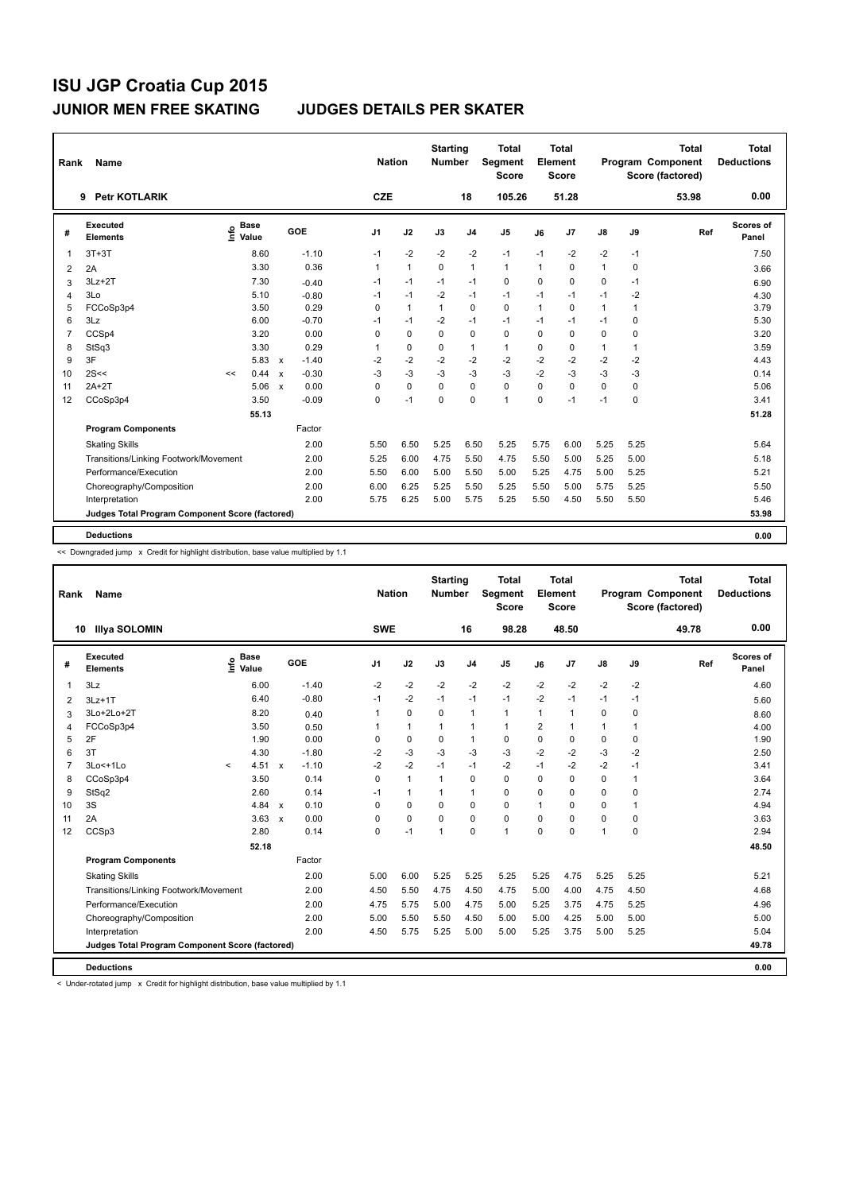# ISU JGP Croatia Cup 2015

## JUNIOR MEN FREE SKATING — JUDGES DETAILS PER SKATER

| Rank | Name | Nation | Starting Number | Total Segment Score | Total Element Score | Total Program Component Score (factored) | Total Deductions |
|---|---|---|---|---|---|---|---|
| 9 | Petr KOTLARIK | CZE | 18 | 105.26 | 51.28 | 53.98 | 0.00 |

| # | Executed Elements | Info | Base Value | | GOE | J1 | J2 | J3 | J4 | J5 | J6 | J7 | J8 | J9 | Ref | Scores of Panel |
|---|---|---|---|---|---|---|---|---|---|---|---|---|---|---|---|---|
| 1 | 3T+3T | | 8.60 | | -1.10 | -1 | -2 | -2 | -2 | -1 | -1 | -2 | -2 | -1 | | 7.50 |
| 2 | 2A | | 3.30 | | 0.36 | 1 | 1 | 0 | 1 | 1 | 1 | 0 | 1 | 0 | | 3.66 |
| 3 | 3Lz+2T | | 7.30 | | -0.40 | -1 | -1 | -1 | -1 | 0 | 0 | 0 | 0 | -1 | | 6.90 |
| 4 | 3Lo | | 5.10 | | -0.80 | -1 | -1 | -2 | -1 | -1 | -1 | -1 | -1 | -2 | | 4.30 |
| 5 | FCCoSp3p4 | | 3.50 | | 0.29 | 0 | 1 | 1 | 0 | 0 | 1 | 0 | 1 | 1 | | 3.79 |
| 6 | 3Lz | | 6.00 | | -0.70 | -1 | -1 | -2 | -1 | -1 | -1 | -1 | -1 | 0 | | 5.30 |
| 7 | CCSp4 | | 3.20 | | 0.00 | 0 | 0 | 0 | 0 | 0 | 0 | 0 | 0 | 0 | | 3.20 |
| 8 | StSq3 | | 3.30 | | 0.29 | 1 | 0 | 0 | 1 | 1 | 0 | 0 | 1 | 1 | | 3.59 |
| 9 | 3F | | 5.83 | x | -1.40 | -2 | -2 | -2 | -2 | -2 | -2 | -2 | -2 | -2 | | 4.43 |
| 10 | 2S<< | << | 0.44 | x | -0.30 | -3 | -3 | -3 | -3 | -3 | -2 | -3 | -3 | -3 | | 0.14 |
| 11 | 2A+2T | | 5.06 | x | 0.00 | 0 | 0 | 0 | 0 | 0 | 0 | 0 | 0 | 0 | | 5.06 |
| 12 | CCoSp3p4 | | 3.50 | | -0.09 | 0 | -1 | 0 | 0 | 1 | 0 | -1 | -1 | 0 | | 3.41 |
| | | | 55.13 | | | | | | | | | | | | | 51.28 |
| | **Program Components** | | | | Factor | | | | | | | | | | | |
| | Skating Skills | | | | 2.00 | 5.50 | 6.50 | 5.25 | 6.50 | 5.25 | 5.75 | 6.00 | 5.25 | 5.25 | | 5.64 |
| | Transitions/Linking Footwork/Movement | | | | 2.00 | 5.25 | 6.00 | 4.75 | 5.50 | 4.75 | 5.50 | 5.00 | 5.25 | 5.00 | | 5.18 |
| | Performance/Execution | | | | 2.00 | 5.50 | 6.00 | 5.00 | 5.50 | 5.00 | 5.25 | 4.75 | 5.00 | 5.25 | | 5.21 |
| | Choreography/Composition | | | | 2.00 | 6.00 | 6.25 | 5.25 | 5.50 | 5.25 | 5.50 | 5.00 | 5.75 | 5.25 | | 5.50 |
| | Interpretation | | | | 2.00 | 5.75 | 6.25 | 5.00 | 5.75 | 5.25 | 5.50 | 4.50 | 5.50 | 5.50 | | 5.46 |
| | **Judges Total Program Component Score (factored)** | | | | | | | | | | | | | | | 53.98 |
| | **Deductions** | | | | | | | | | | | | | | | 0.00 |

<< Downgraded jump x Credit for highlight distribution, base value multiplied by 1.1

| Rank | Name | Nation | Starting Number | Total Segment Score | Total Element Score | Total Program Component Score (factored) | Total Deductions |
|---|---|---|---|---|---|---|---|
| 10 | Illya SOLOMIN | SWE | 16 | 98.28 | 48.50 | 49.78 | 0.00 |

| # | Executed Elements | Info | Base Value | | GOE | J1 | J2 | J3 | J4 | J5 | J6 | J7 | J8 | J9 | Ref | Scores of Panel |
|---|---|---|---|---|---|---|---|---|---|---|---|---|---|---|---|---|
| 1 | 3Lz | | 6.00 | | -1.40 | -2 | -2 | -2 | -2 | -2 | -2 | -2 | -2 | -2 | | 4.60 |
| 2 | 3Lz+1T | | 6.40 | | -0.80 | -1 | -2 | -1 | -1 | -1 | -2 | -1 | -1 | -1 | | 5.60 |
| 3 | 3Lo+2Lo+2T | | 8.20 | | 0.40 | 1 | 0 | 0 | 1 | 1 | 1 | 1 | 0 | 0 | | 8.60 |
| 4 | FCCoSp3p4 | | 3.50 | | 0.50 | 1 | 1 | 1 | 1 | 1 | 2 | 1 | 1 | 1 | | 4.00 |
| 5 | 2F | | 1.90 | | 0.00 | 0 | 0 | 0 | 1 | 0 | 0 | 0 | 0 | 0 | | 1.90 |
| 6 | 3T | | 4.30 | | -1.80 | -2 | -3 | -3 | -3 | -3 | -2 | -2 | -3 | -2 | | 2.50 |
| 7 | 3Lo<+1Lo | < | 4.51 | x | -1.10 | -2 | -2 | -1 | -1 | -2 | -1 | -2 | -2 | -1 | | 3.41 |
| 8 | CCoSp3p4 | | 3.50 | | 0.14 | 0 | 1 | 1 | 0 | 0 | 0 | 0 | 0 | 1 | | 3.64 |
| 9 | StSq2 | | 2.60 | | 0.14 | -1 | 1 | 1 | 1 | 0 | 0 | 0 | 0 | 0 | | 2.74 |
| 10 | 3S | | 4.84 | x | 0.10 | 0 | 0 | 0 | 0 | 0 | 1 | 0 | 0 | 1 | | 4.94 |
| 11 | 2A | | 3.63 | x | 0.00 | 0 | 0 | 0 | 0 | 0 | 0 | 0 | 0 | 0 | | 3.63 |
| 12 | CCSp3 | | 2.80 | | 0.14 | 0 | -1 | 1 | 0 | 1 | 0 | 0 | 1 | 0 | | 2.94 |
| | | | 52.18 | | | | | | | | | | | | | 48.50 |
| | **Program Components** | | | | Factor | | | | | | | | | | | |
| | Skating Skills | | | | 2.00 | 5.00 | 6.00 | 5.25 | 5.25 | 5.25 | 5.25 | 4.75 | 5.25 | 5.25 | | 5.21 |
| | Transitions/Linking Footwork/Movement | | | | 2.00 | 4.50 | 5.50 | 4.75 | 4.50 | 4.75 | 5.00 | 4.00 | 4.75 | 4.50 | | 4.68 |
| | Performance/Execution | | | | 2.00 | 4.75 | 5.75 | 5.00 | 4.75 | 5.00 | 5.25 | 3.75 | 4.75 | 5.25 | | 4.96 |
| | Choreography/Composition | | | | 2.00 | 5.00 | 5.50 | 5.50 | 4.50 | 5.00 | 5.00 | 4.25 | 5.00 | 5.00 | | 5.00 |
| | Interpretation | | | | 2.00 | 4.50 | 5.75 | 5.25 | 5.00 | 5.00 | 5.25 | 3.75 | 5.00 | 5.25 | | 5.04 |
| | **Judges Total Program Component Score (factored)** | | | | | | | | | | | | | | | 49.78 |
| | **Deductions** | | | | | | | | | | | | | | | 0.00 |

< Under-rotated jump x Credit for highlight distribution, base value multiplied by 1.1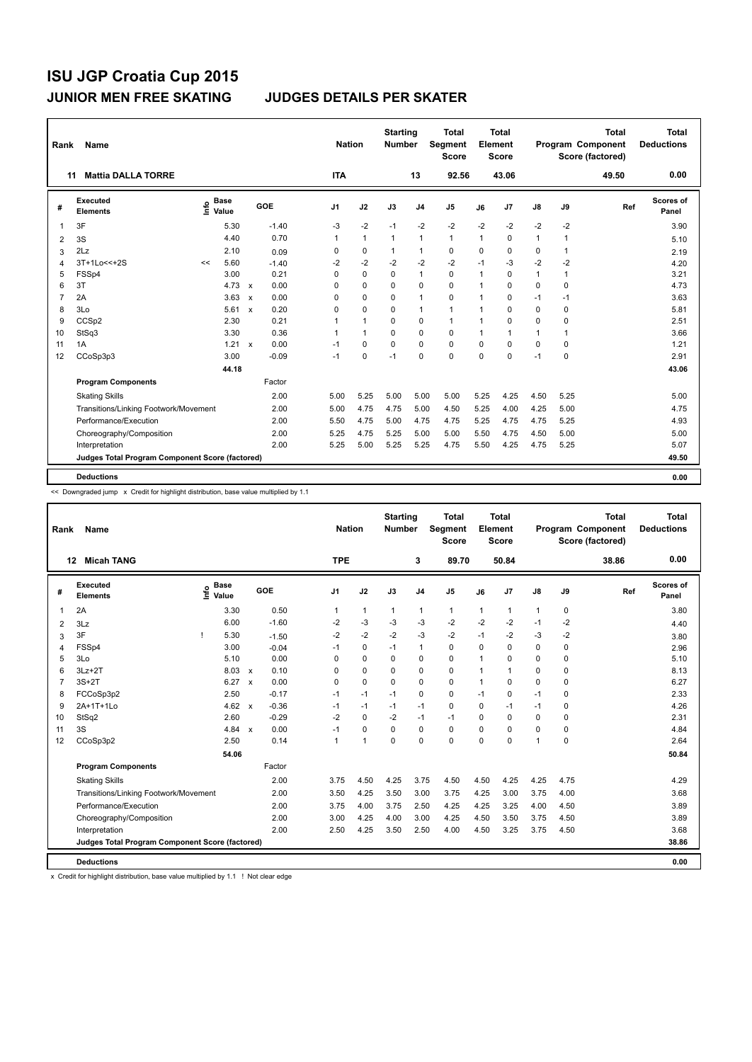# ISU JGP Croatia Cup 2015

## JUNIOR MEN FREE SKATING JUDGES DETAILS PER SKATER

| Rank | Name | Nation | Starting Number | Total Segment Score | Total Element Score | Total Program Component Score (factored) | Total Deductions |
|---|---|---|---|---|---|---|---|
| 11 | Mattia DALLA TORRE | ITA | 13 | 92.56 | 43.06 | 49.50 | 0.00 |

| # | Executed Elements | Info | Base Value | | GOE | J1 | J2 | J3 | J4 | J5 | J6 | J7 | J8 | J9 | Ref | Scores of Panel |
|---|---|---|---|---|---|---|---|---|---|---|---|---|---|---|---|---|
| 1 | 3F | | 5.30 | | -1.40 | -3 | -2 | -1 | -2 | -2 | -2 | -2 | -2 | -2 | | 3.90 |
| 2 | 3S | | 4.40 | | 0.70 | 1 | 1 | 1 | 1 | 1 | 1 | 0 | 1 | 1 | | 5.10 |
| 3 | 2Lz | | 2.10 | | 0.09 | 0 | 0 | 1 | 1 | 0 | 0 | 0 | 0 | 1 | | 2.19 |
| 4 | 3T+1Lo<<+2S | << | 5.60 | | -1.40 | -2 | -2 | -2 | -2 | -2 | -1 | -3 | -2 | -2 | | 4.20 |
| 5 | FSSp4 | | 3.00 | | 0.21 | 0 | 0 | 0 | 1 | 0 | 1 | 0 | 1 | 1 | | 3.21 |
| 6 | 3T | | 4.73 | x | 0.00 | 0 | 0 | 0 | 0 | 0 | 1 | 0 | 0 | 0 | | 4.73 |
| 7 | 2A | | 3.63 | x | 0.00 | 0 | 0 | 0 | 1 | 0 | 1 | 0 | -1 | -1 | | 3.63 |
| 8 | 3Lo | | 5.61 | x | 0.20 | 0 | 0 | 0 | 1 | 1 | 1 | 0 | 0 | 0 | | 5.81 |
| 9 | CCSp2 | | 2.30 | | 0.21 | 1 | 1 | 0 | 0 | 1 | 1 | 0 | 0 | 0 | | 2.51 |
| 10 | StSq3 | | 3.30 | | 0.36 | 1 | 1 | 0 | 0 | 0 | 1 | 1 | 1 | 1 | | 3.66 |
| 11 | 1A | | 1.21 | x | 0.00 | -1 | 0 | 0 | 0 | 0 | 0 | 0 | 0 | 0 | | 1.21 |
| 12 | CCoSp3p3 | | 3.00 | | -0.09 | -1 | 0 | -1 | 0 | 0 | 0 | 0 | -1 | 0 | | 2.91 |
| | | | 44.18 | | | | | | | | | | | | | 43.06 |
| | **Program Components** | | | | Factor | | | | | | | | | | | |
| | Skating Skills | | | | 2.00 | 5.00 | 5.25 | 5.00 | 5.00 | 5.00 | 5.25 | 4.25 | 4.50 | 5.25 | | 5.00 |
| | Transitions/Linking Footwork/Movement | | | | 2.00 | 5.00 | 4.75 | 4.75 | 5.00 | 4.50 | 5.25 | 4.00 | 4.25 | 5.00 | | 4.75 |
| | Performance/Execution | | | | 2.00 | 5.50 | 4.75 | 5.00 | 4.75 | 4.75 | 5.25 | 4.75 | 4.75 | 5.25 | | 4.93 |
| | Choreography/Composition | | | | 2.00 | 5.25 | 4.75 | 5.25 | 5.00 | 5.00 | 5.50 | 4.75 | 4.50 | 5.00 | | 5.00 |
| | Interpretation | | | | 2.00 | 5.25 | 5.00 | 5.25 | 5.25 | 4.75 | 5.50 | 4.25 | 4.75 | 5.25 | | 5.07 |
| | **Judges Total Program Component Score (factored)** | | | | | | | | | | | | | | | 49.50 |
| | **Deductions** | | | | | | | | | | | | | | | 0.00 |

<< Downgraded jump x Credit for highlight distribution, base value multiplied by 1.1

| Rank | Name | Nation | Starting Number | Total Segment Score | Total Element Score | Total Program Component Score (factored) | Total Deductions |
|---|---|---|---|---|---|---|---|
| 12 | Micah TANG | TPE | 3 | 89.70 | 50.84 | 38.86 | 0.00 |

| # | Executed Elements | Info | Base Value | | GOE | J1 | J2 | J3 | J4 | J5 | J6 | J7 | J8 | J9 | Ref | Scores of Panel |
|---|---|---|---|---|---|---|---|---|---|---|---|---|---|---|---|---|
| 1 | 2A | | 3.30 | | 0.50 | 1 | 1 | 1 | 1 | 1 | 1 | 1 | 1 | 0 | | 3.80 |
| 2 | 3Lz | | 6.00 | | -1.60 | -2 | -3 | -3 | -3 | -2 | -2 | -2 | -1 | -2 | | 4.40 |
| 3 | 3F | ! | 5.30 | | -1.50 | -2 | -2 | -2 | -3 | -2 | -1 | -2 | -3 | -2 | | 3.80 |
| 4 | FSSp4 | | 3.00 | | -0.04 | -1 | 0 | -1 | 1 | 0 | 0 | 0 | 0 | 0 | | 2.96 |
| 5 | 3Lo | | 5.10 | | 0.00 | 0 | 0 | 0 | 0 | 0 | 1 | 0 | 0 | 0 | | 5.10 |
| 6 | 3Lz+2T | | 8.03 | x | 0.10 | 0 | 0 | 0 | 0 | 0 | 1 | 1 | 0 | 0 | | 8.13 |
| 7 | 3S+2T | | 6.27 | x | 0.00 | 0 | 0 | 0 | 0 | 0 | 1 | 0 | 0 | 0 | | 6.27 |
| 8 | FCCoSp3p2 | | 2.50 | | -0.17 | -1 | -1 | -1 | 0 | 0 | -1 | 0 | -1 | 0 | | 2.33 |
| 9 | 2A+1T+1Lo | | 4.62 | x | -0.36 | -1 | -1 | -1 | -1 | 0 | 0 | -1 | -1 | 0 | | 4.26 |
| 10 | StSq2 | | 2.60 | | -0.29 | -2 | 0 | -2 | -1 | -1 | 0 | 0 | 0 | 0 | | 2.31 |
| 11 | 3S | | 4.84 | x | 0.00 | -1 | 0 | 0 | 0 | 0 | 0 | 0 | 0 | 0 | | 4.84 |
| 12 | CCoSp3p2 | | 2.50 | | 0.14 | 1 | 1 | 0 | 0 | 0 | 0 | 0 | 1 | 0 | | 2.64 |
| | | | 54.06 | | | | | | | | | | | | | 50.84 |
| | **Program Components** | | | | Factor | | | | | | | | | | | |
| | Skating Skills | | | | 2.00 | 3.75 | 4.50 | 4.25 | 3.75 | 4.50 | 4.50 | 4.25 | 4.25 | 4.75 | | 4.29 |
| | Transitions/Linking Footwork/Movement | | | | 2.00 | 3.50 | 4.25 | 3.50 | 3.00 | 3.75 | 4.25 | 3.00 | 3.75 | 4.00 | | 3.68 |
| | Performance/Execution | | | | 2.00 | 3.75 | 4.00 | 3.75 | 2.50 | 4.25 | 4.25 | 3.25 | 4.00 | 4.50 | | 3.89 |
| | Choreography/Composition | | | | 2.00 | 3.00 | 4.25 | 4.00 | 3.00 | 4.25 | 4.50 | 3.50 | 3.75 | 4.50 | | 3.89 |
| | Interpretation | | | | 2.00 | 2.50 | 4.25 | 3.50 | 2.50 | 4.00 | 4.50 | 3.25 | 3.75 | 4.50 | | 3.68 |
| | **Judges Total Program Component Score (factored)** | | | | | | | | | | | | | | | 38.86 |
| | **Deductions** | | | | | | | | | | | | | | | 0.00 |

x Credit for highlight distribution, base value multiplied by 1.1 ! Not clear edge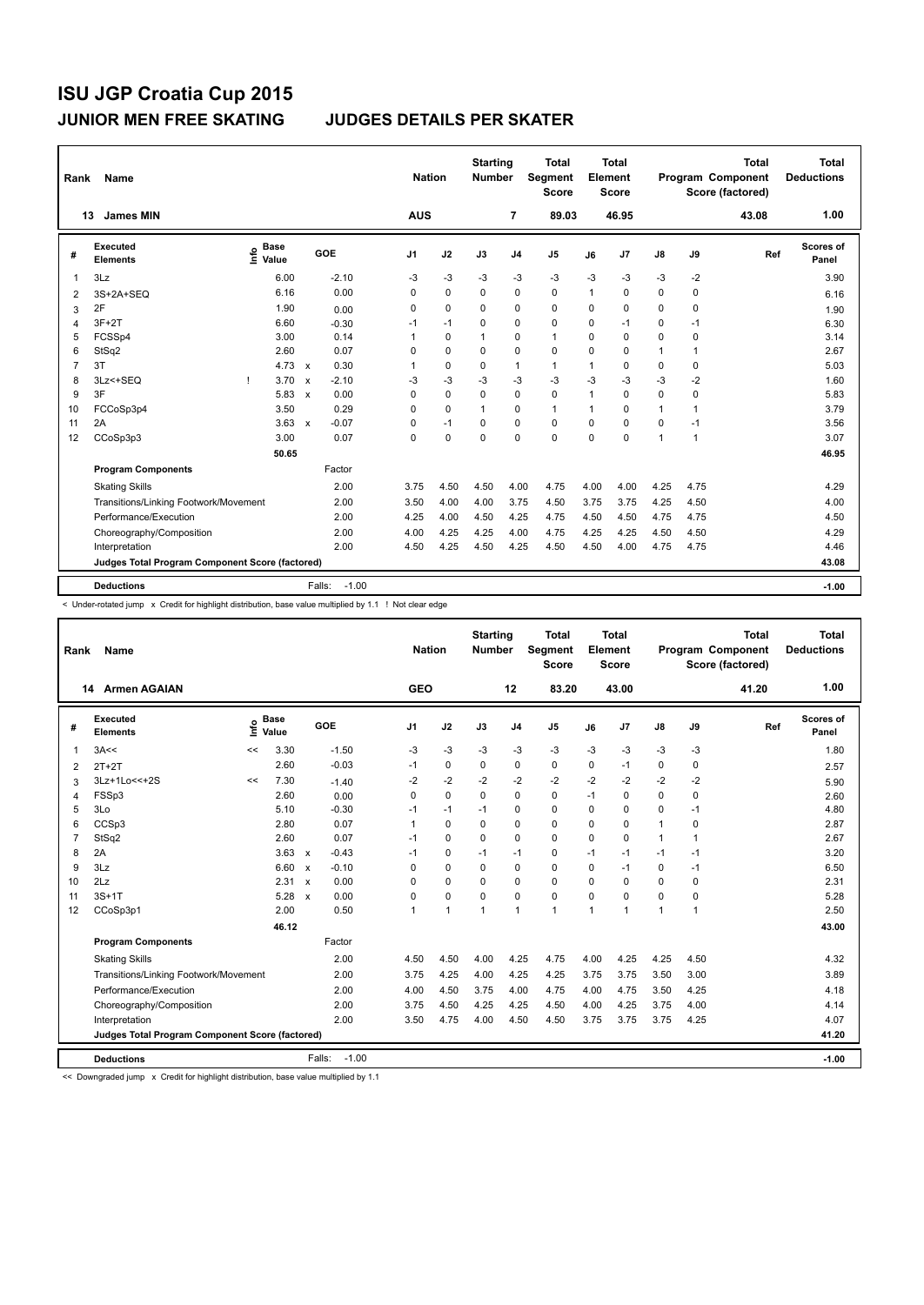# ISU JGP Croatia Cup 2015

## JUNIOR MEN FREE SKATING    JUDGES DETAILS PER SKATER

| Rank | Name | Nation | Starting Number | Total Segment Score | Total Element Score | Total Program Component Score (factored) | Total Deductions |
|---|---|---|---|---|---|---|---|
| 13 | James MIN | AUS | 7 | 89.03 | 46.95 | 43.08 | 1.00 |

| # | Executed Elements | Info | Base Value | | GOE | J1 | J2 | J3 | J4 | J5 | J6 | J7 | J8 | J9 | Ref | Scores of Panel |
|---|---|---|---|---|---|---|---|---|---|---|---|---|---|---|---|---|
| 1 | 3Lz | | 6.00 | | -2.10 | -3 | -3 | -3 | -3 | -3 | -3 | -3 | -3 | -2 | | 3.90 |
| 2 | 3S+2A+SEQ | | 6.16 | | 0.00 | 0 | 0 | 0 | 0 | 0 | 1 | 0 | 0 | 0 | | 6.16 |
| 3 | 2F | | 1.90 | | 0.00 | 0 | 0 | 0 | 0 | 0 | 0 | 0 | 0 | 0 | | 1.90 |
| 4 | 3F+2T | | 6.60 | | -0.30 | -1 | -1 | 0 | 0 | 0 | 0 | -1 | 0 | -1 | | 6.30 |
| 5 | FCSSp4 | | 3.00 | | 0.14 | 1 | 0 | 1 | 0 | 1 | 0 | 0 | 0 | 0 | | 3.14 |
| 6 | StSq2 | | 2.60 | | 0.07 | 0 | 0 | 0 | 0 | 0 | 0 | 0 | 1 | 1 | | 2.67 |
| 7 | 3T | | 4.73 | x | 0.30 | 1 | 0 | 0 | 1 | 1 | 1 | 0 | 0 | 0 | | 5.03 |
| 8 | 3Lz<+SEQ | ! | 3.70 | x | -2.10 | -3 | -3 | -3 | -3 | -3 | -3 | -3 | -3 | -2 | | 1.60 |
| 9 | 3F | | 5.83 | x | 0.00 | 0 | 0 | 0 | 0 | 0 | 1 | 0 | 0 | 0 | | 5.83 |
| 10 | FCCoSp3p4 | | 3.50 | | 0.29 | 0 | 0 | 1 | 0 | 1 | 1 | 0 | 1 | 1 | | 3.79 |
| 11 | 2A | | 3.63 | x | -0.07 | 0 | -1 | 0 | 0 | 0 | 0 | 0 | 0 | -1 | | 3.56 |
| 12 | CCoSp3p3 | | 3.00 | | 0.07 | 0 | 0 | 0 | 0 | 0 | 0 | 0 | 1 | 1 | | 3.07 |
| | | | 50.65 | | | | | | | | | | | | | 46.95 |
| | **Program Components** | | | | Factor | | | | | | | | | | | |
| | Skating Skills | | | | 2.00 | 3.75 | 4.50 | 4.50 | 4.00 | 4.75 | 4.00 | 4.00 | 4.25 | 4.75 | | 4.29 |
| | Transitions/Linking Footwork/Movement | | | | 2.00 | 3.50 | 4.00 | 4.00 | 3.75 | 4.50 | 3.75 | 3.75 | 4.25 | 4.50 | | 4.00 |
| | Performance/Execution | | | | 2.00 | 4.25 | 4.00 | 4.50 | 4.25 | 4.75 | 4.50 | 4.50 | 4.75 | 4.75 | | 4.50 |
| | Choreography/Composition | | | | 2.00 | 4.00 | 4.25 | 4.25 | 4.00 | 4.75 | 4.25 | 4.25 | 4.50 | 4.50 | | 4.29 |
| | Interpretation | | | | 2.00 | 4.50 | 4.25 | 4.50 | 4.25 | 4.50 | 4.50 | 4.00 | 4.75 | 4.75 | | 4.46 |
| | **Judges Total Program Component Score (factored)** | | | | | | | | | | | | | | | 43.08 |
| | **Deductions** | | | | Falls: -1.00 | | | | | | | | | | | -1.00 |

< Under-rotated jump   x Credit for highlight distribution, base value multiplied by 1.1   ! Not clear edge

| Rank | Name | Nation | Starting Number | Total Segment Score | Total Element Score | Total Program Component Score (factored) | Total Deductions |
|---|---|---|---|---|---|---|---|
| 14 | Armen AGAIAN | GEO | 12 | 83.20 | 43.00 | 41.20 | 1.00 |

| # | Executed Elements | Info | Base Value | | GOE | J1 | J2 | J3 | J4 | J5 | J6 | J7 | J8 | J9 | Ref | Scores of Panel |
|---|---|---|---|---|---|---|---|---|---|---|---|---|---|---|---|---|
| 1 | 3A<< | << | 3.30 | | -1.50 | -3 | -3 | -3 | -3 | -3 | -3 | -3 | -3 | -3 | | 1.80 |
| 2 | 2T+2T | | 2.60 | | -0.03 | -1 | 0 | 0 | 0 | 0 | 0 | -1 | 0 | 0 | | 2.57 |
| 3 | 3Lz+1Lo<<+2S | << | 7.30 | | -1.40 | -2 | -2 | -2 | -2 | -2 | -2 | -2 | -2 | -2 | | 5.90 |
| 4 | FSSp3 | | 2.60 | | 0.00 | 0 | 0 | 0 | 0 | 0 | -1 | 0 | 0 | 0 | | 2.60 |
| 5 | 3Lo | | 5.10 | | -0.30 | -1 | -1 | -1 | 0 | 0 | 0 | 0 | 0 | -1 | | 4.80 |
| 6 | CCSp3 | | 2.80 | | 0.07 | 1 | 0 | 0 | 0 | 0 | 0 | 0 | 1 | 0 | | 2.87 |
| 7 | StSq2 | | 2.60 | | 0.07 | -1 | 0 | 0 | 0 | 0 | 0 | 0 | 1 | 1 | | 2.67 |
| 8 | 2A | | 3.63 | x | -0.43 | -1 | 0 | -1 | -1 | 0 | -1 | -1 | -1 | -1 | | 3.20 |
| 9 | 3Lz | | 6.60 | x | -0.10 | 0 | 0 | 0 | 0 | 0 | 0 | -1 | 0 | -1 | | 6.50 |
| 10 | 2Lz | | 2.31 | x | 0.00 | 0 | 0 | 0 | 0 | 0 | 0 | 0 | 0 | 0 | | 2.31 |
| 11 | 3S+1T | | 5.28 | x | 0.00 | 0 | 0 | 0 | 0 | 0 | 0 | 0 | 0 | 0 | | 5.28 |
| 12 | CCoSp3p1 | | 2.00 | | 0.50 | 1 | 1 | 1 | 1 | 1 | 1 | 1 | 1 | 1 | | 2.50 |
| | | | 46.12 | | | | | | | | | | | | | 43.00 |
| | **Program Components** | | | | Factor | | | | | | | | | | | |
| | Skating Skills | | | | 2.00 | 4.50 | 4.50 | 4.00 | 4.25 | 4.75 | 4.00 | 4.25 | 4.25 | 4.50 | | 4.32 |
| | Transitions/Linking Footwork/Movement | | | | 2.00 | 3.75 | 4.25 | 4.00 | 4.25 | 4.25 | 3.75 | 3.75 | 3.50 | 3.00 | | 3.89 |
| | Performance/Execution | | | | 2.00 | 4.00 | 4.50 | 3.75 | 4.00 | 4.75 | 4.00 | 4.75 | 3.50 | 4.25 | | 4.18 |
| | Choreography/Composition | | | | 2.00 | 3.75 | 4.50 | 4.25 | 4.25 | 4.50 | 4.00 | 4.25 | 3.75 | 4.00 | | 4.14 |
| | Interpretation | | | | 2.00 | 3.50 | 4.75 | 4.00 | 4.50 | 4.50 | 3.75 | 3.75 | 3.75 | 4.25 | | 4.07 |
| | **Judges Total Program Component Score (factored)** | | | | | | | | | | | | | | | 41.20 |
| | **Deductions** | | | | Falls: -1.00 | | | | | | | | | | | -1.00 |

<< Downgraded jump   x Credit for highlight distribution, base value multiplied by 1.1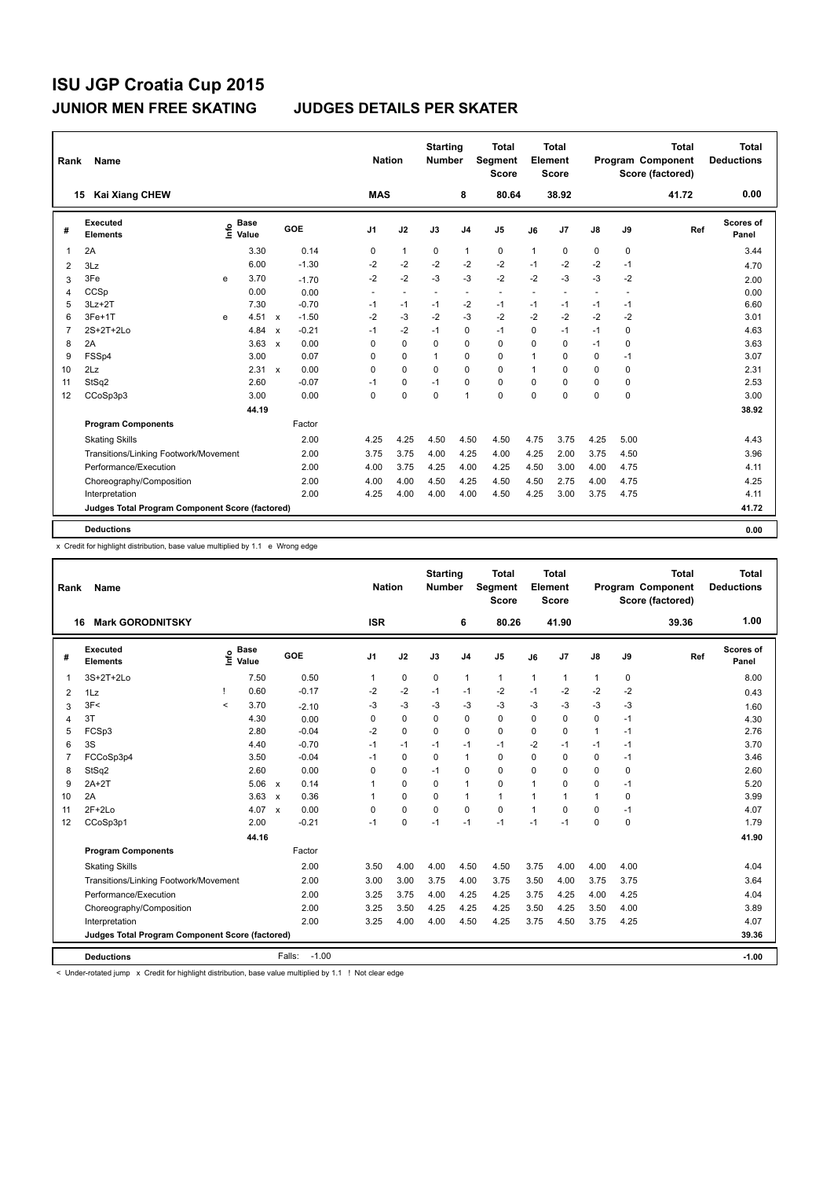# ISU JGP Croatia Cup 2015

## JUNIOR MEN FREE SKATING — JUDGES DETAILS PER SKATER

| Rank | Name | Nation | Starting Number | Total Segment Score | Total Element Score | Total Program Component Score (factored) | Total Deductions |
|---|---|---|---|---|---|---|---|
| 15 | Kai Xiang CHEW | MAS | 8 | 80.64 | 38.92 | 41.72 | 0.00 |

| # | Executed Elements | Info | Base Value | | GOE | J1 | J2 | J3 | J4 | J5 | J6 | J7 | J8 | J9 | Ref | Scores of Panel |
|---|---|---|---|---|---|---|---|---|---|---|---|---|---|---|---|---|
| 1 | 2A | | 3.30 | | 0.14 | 0 | 1 | 0 | 1 | 0 | 1 | 0 | 0 | 0 | | 3.44 |
| 2 | 3Lz | | 6.00 | | -1.30 | -2 | -2 | -2 | -2 | -2 | -1 | -2 | -2 | -1 | | 4.70 |
| 3 | 3Fe | e | 3.70 | | -1.70 | -2 | -2 | -3 | -3 | -2 | -2 | -3 | -3 | -2 | | 2.00 |
| 4 | CCSp | | 0.00 | | 0.00 | - | - | - | - | - | - | - | - | - | | 0.00 |
| 5 | 3Lz+2T | | 7.30 | | -0.70 | -1 | -1 | -1 | -2 | -1 | -1 | -1 | -1 | -1 | | 6.60 |
| 6 | 3Fe+1T | e | 4.51 | x | -1.50 | -2 | -3 | -2 | -3 | -2 | -2 | -2 | -2 | -2 | | 3.01 |
| 7 | 2S+2T+2Lo | | 4.84 | x | -0.21 | -1 | -2 | -1 | 0 | -1 | 0 | -1 | -1 | 0 | | 4.63 |
| 8 | 2A | | 3.63 | x | 0.00 | 0 | 0 | 0 | 0 | 0 | 0 | 0 | -1 | 0 | | 3.63 |
| 9 | FSSp4 | | 3.00 | | 0.07 | 0 | 0 | 1 | 0 | 0 | 1 | 0 | 0 | -1 | | 3.07 |
| 10 | 2Lz | | 2.31 | x | 0.00 | 0 | 0 | 0 | 0 | 0 | 1 | 0 | 0 | 0 | | 2.31 |
| 11 | StSq2 | | 2.60 | | -0.07 | -1 | 0 | -1 | 0 | 0 | 0 | 0 | 0 | 0 | | 2.53 |
| 12 | CCoSp3p3 | | 3.00 | | 0.00 | 0 | 0 | 0 | 1 | 0 | 0 | 0 | 0 | 0 | | 3.00 |
| | | | 44.19 | | | | | | | | | | | | | 38.92 |
| | **Program Components** | | | | Factor | | | | | | | | | | | |
| | Skating Skills | | | | 2.00 | 4.25 | 4.25 | 4.50 | 4.50 | 4.50 | 4.75 | 3.75 | 4.25 | 5.00 | | 4.43 |
| | Transitions/Linking Footwork/Movement | | | | 2.00 | 3.75 | 3.75 | 4.00 | 4.25 | 4.00 | 4.25 | 2.00 | 3.75 | 4.50 | | 3.96 |
| | Performance/Execution | | | | 2.00 | 4.00 | 3.75 | 4.25 | 4.00 | 4.25 | 4.50 | 3.00 | 4.00 | 4.75 | | 4.11 |
| | Choreography/Composition | | | | 2.00 | 4.00 | 4.00 | 4.50 | 4.25 | 4.50 | 4.50 | 2.75 | 4.00 | 4.75 | | 4.25 |
| | Interpretation | | | | 2.00 | 4.25 | 4.00 | 4.00 | 4.00 | 4.50 | 4.25 | 3.00 | 3.75 | 4.75 | | 4.11 |
| | Judges Total Program Component Score (factored) | | | | | | | | | | | | | | | 41.72 |
| | **Deductions** | | | | | | | | | | | | | | | 0.00 |

x Credit for highlight distribution, base value multiplied by 1.1 e Wrong edge

| Rank | Name | Nation | Starting Number | Total Segment Score | Total Element Score | Total Program Component Score (factored) | Total Deductions |
|---|---|---|---|---|---|---|---|
| 16 | Mark GORODNITSKY | ISR | 6 | 80.26 | 41.90 | 39.36 | 1.00 |

| # | Executed Elements | Info | Base Value | | GOE | J1 | J2 | J3 | J4 | J5 | J6 | J7 | J8 | J9 | Ref | Scores of Panel |
|---|---|---|---|---|---|---|---|---|---|---|---|---|---|---|---|---|
| 1 | 3S+2T+2Lo | | 7.50 | | 0.50 | 1 | 0 | 0 | 1 | 1 | 1 | 1 | 1 | 0 | | 8.00 |
| 2 | 1Lz | ! | 0.60 | | -0.17 | -2 | -2 | -1 | -1 | -2 | -1 | -2 | -2 | -2 | | 0.43 |
| 3 | 3F< | < | 3.70 | | -2.10 | -3 | -3 | -3 | -3 | -3 | -3 | -3 | -3 | -3 | | 1.60 |
| 4 | 3T | | 4.30 | | 0.00 | 0 | 0 | 0 | 0 | 0 | 0 | 0 | 0 | -1 | | 4.30 |
| 5 | FCSp3 | | 2.80 | | -0.04 | -2 | 0 | 0 | 0 | 0 | 0 | 0 | 1 | -1 | | 2.76 |
| 6 | 3S | | 4.40 | | -0.70 | -1 | -1 | -1 | -1 | -1 | -2 | -1 | -1 | -1 | | 3.70 |
| 7 | FCCoSp3p4 | | 3.50 | | -0.04 | -1 | 0 | 0 | 1 | 0 | 0 | 0 | 0 | -1 | | 3.46 |
| 8 | StSq2 | | 2.60 | | 0.00 | 0 | 0 | -1 | 0 | 0 | 0 | 0 | 0 | 0 | | 2.60 |
| 9 | 2A+2T | | 5.06 | x | 0.14 | 1 | 0 | 0 | 1 | 0 | 1 | 0 | 0 | -1 | | 5.20 |
| 10 | 2A | | 3.63 | x | 0.36 | 1 | 0 | 0 | 1 | 1 | 1 | 1 | 1 | 0 | | 3.99 |
| 11 | 2F+2Lo | | 4.07 | x | 0.00 | 0 | 0 | 0 | 0 | 0 | 1 | 0 | 0 | -1 | | 4.07 |
| 12 | CCoSp3p1 | | 2.00 | | -0.21 | -1 | 0 | -1 | -1 | -1 | -1 | -1 | 0 | 0 | | 1.79 |
| | | | 44.16 | | | | | | | | | | | | | 41.90 |
| | **Program Components** | | | | Factor | | | | | | | | | | | |
| | Skating Skills | | | | 2.00 | 3.50 | 4.00 | 4.00 | 4.50 | 4.50 | 3.75 | 4.00 | 4.00 | 4.00 | | 4.04 |
| | Transitions/Linking Footwork/Movement | | | | 2.00 | 3.00 | 3.00 | 3.75 | 4.00 | 3.75 | 3.50 | 4.00 | 3.75 | 3.75 | | 3.64 |
| | Performance/Execution | | | | 2.00 | 3.25 | 3.75 | 4.00 | 4.25 | 4.25 | 3.75 | 4.25 | 4.00 | 4.25 | | 4.04 |
| | Choreography/Composition | | | | 2.00 | 3.25 | 3.50 | 4.25 | 4.25 | 4.25 | 3.50 | 4.25 | 3.50 | 4.00 | | 3.89 |
| | Interpretation | | | | 2.00 | 3.25 | 4.00 | 4.00 | 4.50 | 4.25 | 3.75 | 4.50 | 3.75 | 4.25 | | 4.07 |
| | Judges Total Program Component Score (factored) | | | | | | | | | | | | | | | 39.36 |
| | **Deductions** | | | | Falls: -1.00 | | | | | | | | | | | -1.00 |

< Under-rotated jump x Credit for highlight distribution, base value multiplied by 1.1 ! Not clear edge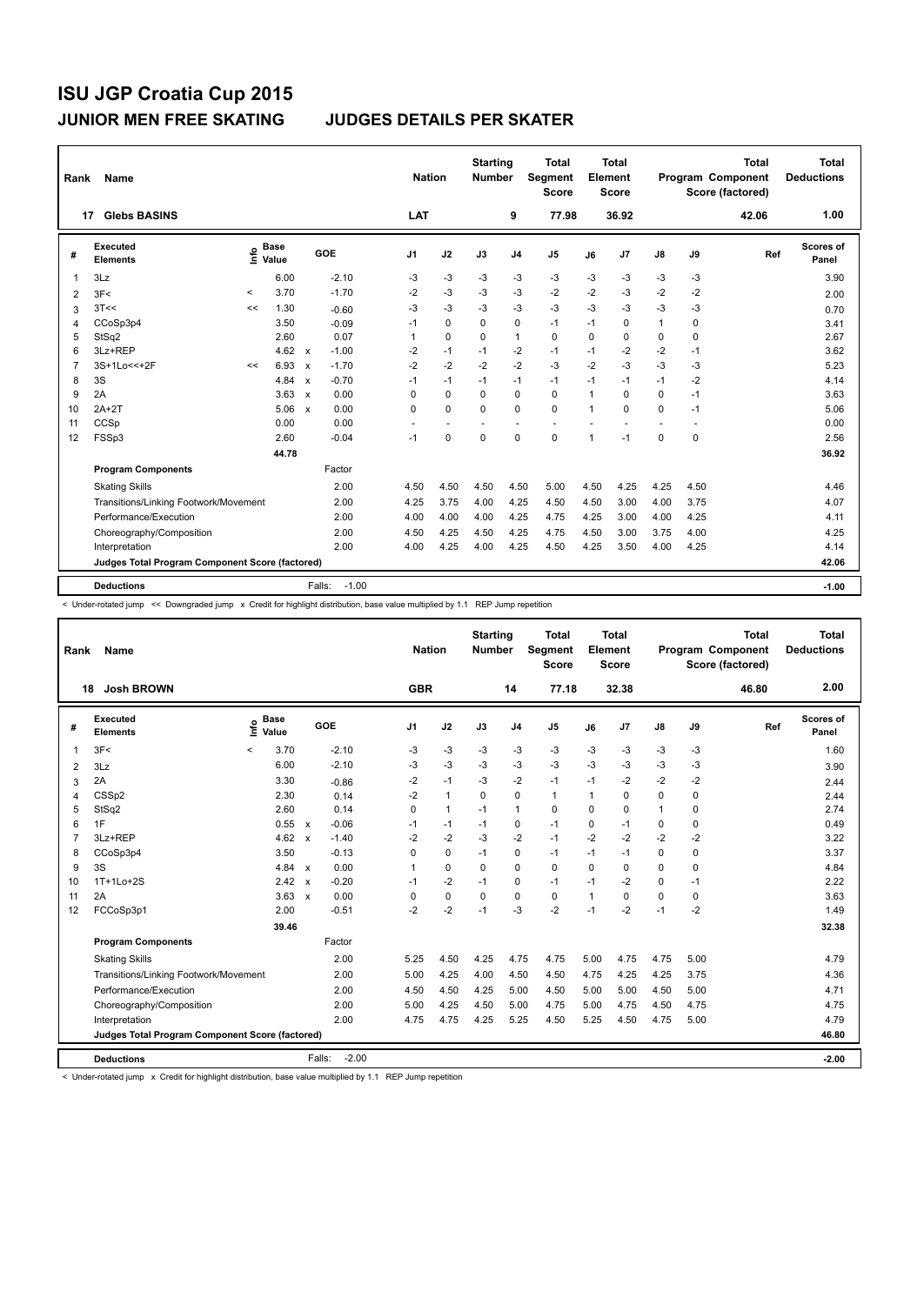# ISU JGP Croatia Cup 2015

## JUNIOR MEN FREE SKATING — JUDGES DETAILS PER SKATER

| Rank | Name | Nation | Starting Number | Total Segment Score | Total Element Score | Total Program Component Score (factored) | Total Deductions |
|---|---|---|---|---|---|---|---|
| 17 | Glebs BASINS | LAT | 9 | 77.98 | 36.92 | 42.06 | 1.00 |

| # | Executed Elements | Info | Base Value | | GOE | J1 | J2 | J3 | J4 | J5 | J6 | J7 | J8 | J9 | Ref | Scores of Panel |
|---|---|---|---|---|---|---|---|---|---|---|---|---|---|---|---|---|
| 1 | 3Lz | | 6.00 | | -2.10 | -3 | -3 | -3 | -3 | -3 | -3 | -3 | -3 | -3 | | 3.90 |
| 2 | 3F< | < | 3.70 | | -1.70 | -2 | -3 | -3 | -3 | -2 | -2 | -3 | -2 | -2 | | 2.00 |
| 3 | 3T<< | << | 1.30 | | -0.60 | -3 | -3 | -3 | -3 | -3 | -3 | -3 | -3 | -3 | | 0.70 |
| 4 | CCoSp3p4 | | 3.50 | | -0.09 | -1 | 0 | 0 | 0 | -1 | -1 | 0 | 1 | 0 | | 3.41 |
| 5 | StSq2 | | 2.60 | | 0.07 | 1 | 0 | 0 | 1 | 0 | 0 | 0 | 0 | 0 | | 2.67 |
| 6 | 3Lz+REP | | 4.62 | x | -1.00 | -2 | -1 | -1 | -2 | -1 | -1 | -2 | -2 | -1 | | 3.62 |
| 7 | 3S+1Lo<<+2F | << | 6.93 | x | -1.70 | -2 | -2 | -2 | -2 | -3 | -2 | -3 | -3 | -3 | | 5.23 |
| 8 | 3S | | 4.84 | x | -0.70 | -1 | -1 | -1 | -1 | -1 | -1 | -1 | -1 | -2 | | 4.14 |
| 9 | 2A | | 3.63 | x | 0.00 | 0 | 0 | 0 | 0 | 0 | 1 | 0 | 0 | -1 | | 3.63 |
| 10 | 2A+2T | | 5.06 | x | 0.00 | 0 | 0 | 0 | 0 | 0 | 1 | 0 | 0 | -1 | | 5.06 |
| 11 | CCSp | | 0.00 | | 0.00 | - | - | - | - | - | - | - | - | - | | 0.00 |
| 12 | FSSp3 | | 2.60 | | -0.04 | -1 | 0 | 0 | 0 | 0 | 1 | -1 | 0 | 0 | | 2.56 |
| | | | 44.78 | | | | | | | | | | | | | 36.92 |
| | **Program Components** | | | | Factor | | | | | | | | | | | |
| | Skating Skills | | | | 2.00 | 4.50 | 4.50 | 4.50 | 4.50 | 5.00 | 4.50 | 4.25 | 4.25 | 4.50 | | 4.46 |
| | Transitions/Linking Footwork/Movement | | | | 2.00 | 4.25 | 3.75 | 4.00 | 4.25 | 4.50 | 4.50 | 3.00 | 4.00 | 3.75 | | 4.07 |
| | Performance/Execution | | | | 2.00 | 4.00 | 4.00 | 4.00 | 4.25 | 4.75 | 4.25 | 3.00 | 4.00 | 4.25 | | 4.11 |
| | Choreography/Composition | | | | 2.00 | 4.50 | 4.25 | 4.50 | 4.25 | 4.75 | 4.50 | 3.00 | 3.75 | 4.00 | | 4.25 |
| | Interpretation | | | | 2.00 | 4.00 | 4.25 | 4.00 | 4.25 | 4.50 | 4.25 | 3.50 | 4.00 | 4.25 | | 4.14 |
| | **Judges Total Program Component Score (factored)** | | | | | | | | | | | | | | | 42.06 |
| | **Deductions** | | | | Falls: -1.00 | | | | | | | | | | | -1.00 |

< Under-rotated jump << Downgraded jump x Credit for highlight distribution, base value multiplied by 1.1 REP Jump repetition

| Rank | Name | Nation | Starting Number | Total Segment Score | Total Element Score | Total Program Component Score (factored) | Total Deductions |
|---|---|---|---|---|---|---|---|
| 18 | Josh BROWN | GBR | 14 | 77.18 | 32.38 | 46.80 | 2.00 |

| # | Executed Elements | Info | Base Value | | GOE | J1 | J2 | J3 | J4 | J5 | J6 | J7 | J8 | J9 | Ref | Scores of Panel |
|---|---|---|---|---|---|---|---|---|---|---|---|---|---|---|---|---|
| 1 | 3F< | < | 3.70 | | -2.10 | -3 | -3 | -3 | -3 | -3 | -3 | -3 | -3 | -3 | | 1.60 |
| 2 | 3Lz | | 6.00 | | -2.10 | -3 | -3 | -3 | -3 | -3 | -3 | -3 | -3 | -3 | | 3.90 |
| 3 | 2A | | 3.30 | | -0.86 | -2 | -1 | -3 | -2 | -1 | -1 | -2 | -2 | -2 | | 2.44 |
| 4 | CSSp2 | | 2.30 | | 0.14 | -2 | 1 | 0 | 0 | 1 | 1 | 0 | 0 | 0 | | 2.44 |
| 5 | StSq2 | | 2.60 | | 0.14 | 0 | 1 | -1 | 1 | 0 | 0 | 0 | 1 | 0 | | 2.74 |
| 6 | 1F | | 0.55 | x | -0.06 | -1 | -1 | -1 | 0 | -1 | 0 | -1 | 0 | 0 | | 0.49 |
| 7 | 3Lz+REP | | 4.62 | x | -1.40 | -2 | -2 | -3 | -2 | -1 | -2 | -2 | -2 | -2 | | 3.22 |
| 8 | CCoSp3p4 | | 3.50 | | -0.13 | 0 | 0 | -1 | 0 | -1 | -1 | -1 | 0 | 0 | | 3.37 |
| 9 | 3S | | 4.84 | x | 0.00 | 1 | 0 | 0 | 0 | 0 | 0 | 0 | 0 | 0 | | 4.84 |
| 10 | 1T+1Lo+2S | | 2.42 | x | -0.20 | -1 | -2 | -1 | 0 | -1 | -1 | -2 | 0 | -1 | | 2.22 |
| 11 | 2A | | 3.63 | x | 0.00 | 0 | 0 | 0 | 0 | 0 | 1 | 0 | 0 | 0 | | 3.63 |
| 12 | FCCoSp3p1 | | 2.00 | | -0.51 | -2 | -2 | -1 | -3 | -2 | -1 | -2 | -1 | -2 | | 1.49 |
| | | | 39.46 | | | | | | | | | | | | | 32.38 |
| | **Program Components** | | | | Factor | | | | | | | | | | | |
| | Skating Skills | | | | 2.00 | 5.25 | 4.50 | 4.25 | 4.75 | 4.75 | 5.00 | 4.75 | 4.75 | 5.00 | | 4.79 |
| | Transitions/Linking Footwork/Movement | | | | 2.00 | 5.00 | 4.25 | 4.00 | 4.50 | 4.50 | 4.75 | 4.25 | 4.25 | 3.75 | | 4.36 |
| | Performance/Execution | | | | 2.00 | 4.50 | 4.50 | 4.25 | 5.00 | 4.50 | 5.00 | 5.00 | 4.50 | 5.00 | | 4.71 |
| | Choreography/Composition | | | | 2.00 | 5.00 | 4.25 | 4.50 | 5.00 | 4.75 | 5.00 | 4.75 | 4.50 | 4.75 | | 4.75 |
| | Interpretation | | | | 2.00 | 4.75 | 4.75 | 4.25 | 5.25 | 4.50 | 5.25 | 4.50 | 4.75 | 5.00 | | 4.79 |
| | **Judges Total Program Component Score (factored)** | | | | | | | | | | | | | | | 46.80 |
| | **Deductions** | | | | Falls: -2.00 | | | | | | | | | | | -2.00 |

< Under-rotated jump x Credit for highlight distribution, base value multiplied by 1.1 REP Jump repetition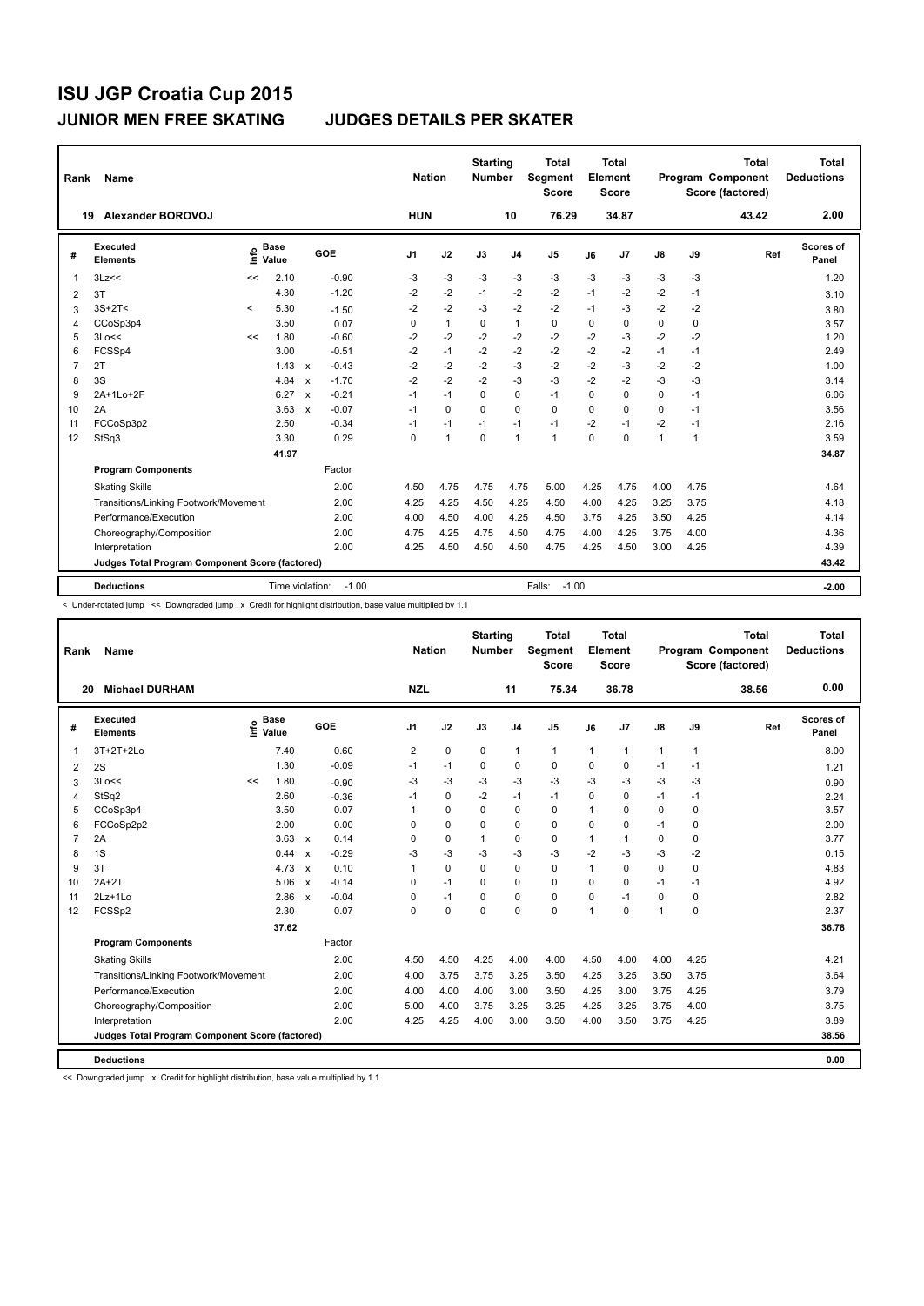# ISU JGP Croatia Cup 2015

## JUNIOR MEN FREE SKATING — JUDGES DETAILS PER SKATER

| Rank | Name | Nation | Starting Number | Total Segment Score | Total Element Score | Total Program Component Score (factored) | Total Deductions |
|---|---|---|---|---|---|---|---|
| 19 | Alexander BOROVOJ | HUN | 10 | 76.29 | 34.87 | 43.42 | 2.00 |

| # | Executed Elements | Info | Base Value | | GOE | J1 | J2 | J3 | J4 | J5 | J6 | J7 | J8 | J9 | Ref | Scores of Panel |
|---|---|---|---|---|---|---|---|---|---|---|---|---|---|---|---|---|
| 1 | 3Lz<< | << | 2.10 | | -0.90 | -3 | -3 | -3 | -3 | -3 | -3 | -3 | -3 | -3 | | 1.20 |
| 2 | 3T | | 4.30 | | -1.20 | -2 | -2 | -1 | -2 | -2 | -1 | -2 | -2 | -1 | | 3.10 |
| 3 | 3S+2T< | < | 5.30 | | -1.50 | -2 | -2 | -3 | -2 | -2 | -1 | -3 | -2 | -2 | | 3.80 |
| 4 | CCoSp3p4 | | 3.50 | | 0.07 | 0 | 1 | 0 | 1 | 0 | 0 | 0 | 0 | 0 | | 3.57 |
| 5 | 3Lo<< | << | 1.80 | | -0.60 | -2 | -2 | -2 | -2 | -2 | -2 | -3 | -2 | -2 | | 1.20 |
| 6 | FCSSp4 | | 3.00 | | -0.51 | -2 | -1 | -2 | -2 | -2 | -2 | -2 | -1 | -1 | | 2.49 |
| 7 | 2T | | 1.43 | x | -0.43 | -2 | -2 | -2 | -3 | -2 | -2 | -3 | -2 | -2 | | 1.00 |
| 8 | 3S | | 4.84 | x | -1.70 | -2 | -2 | -2 | -3 | -3 | -2 | -2 | -3 | -3 | | 3.14 |
| 9 | 2A+1Lo+2F | | 6.27 | x | -0.21 | -1 | -1 | 0 | 0 | -1 | 0 | 0 | 0 | -1 | | 6.06 |
| 10 | 2A | | 3.63 | x | -0.07 | -1 | 0 | 0 | 0 | 0 | 0 | 0 | 0 | -1 | | 3.56 |
| 11 | FCCoSp3p2 | | 2.50 | | -0.34 | -1 | -1 | -1 | -1 | -1 | -2 | -1 | -2 | -1 | | 2.16 |
| 12 | StSq3 | | 3.30 | | 0.29 | 0 | 1 | 0 | 1 | 1 | 0 | 0 | 1 | 1 | | 3.59 |
| | | | 41.97 | | | | | | | | | | | | | 34.87 |
| | **Program Components** | | | | Factor | | | | | | | | | | | |
| | Skating Skills | | | | 2.00 | 4.50 | 4.75 | 4.75 | 4.75 | 5.00 | 4.25 | 4.75 | 4.00 | 4.75 | | 4.64 |
| | Transitions/Linking Footwork/Movement | | | | 2.00 | 4.25 | 4.25 | 4.50 | 4.25 | 4.50 | 4.00 | 4.25 | 3.25 | 3.75 | | 4.18 |
| | Performance/Execution | | | | 2.00 | 4.00 | 4.50 | 4.00 | 4.25 | 4.50 | 3.75 | 4.25 | 3.50 | 4.25 | | 4.14 |
| | Choreography/Composition | | | | 2.00 | 4.75 | 4.25 | 4.75 | 4.50 | 4.75 | 4.00 | 4.25 | 3.75 | 4.00 | | 4.36 |
| | Interpretation | | | | 2.00 | 4.25 | 4.50 | 4.50 | 4.50 | 4.75 | 4.25 | 4.50 | 3.00 | 4.25 | | 4.39 |
| | **Judges Total Program Component Score (factored)** | | | | | | | | | | | | | | | 43.42 |
| | **Deductions** | | Time violation: | | -1.00 | | | | | Falls: -1.00 | | | | | | -2.00 |

< Under-rotated jump << Downgraded jump x Credit for highlight distribution, base value multiplied by 1.1

| Rank | Name | Nation | Starting Number | Total Segment Score | Total Element Score | Total Program Component Score (factored) | Total Deductions |
|---|---|---|---|---|---|---|---|
| 20 | Michael DURHAM | NZL | 11 | 75.34 | 36.78 | 38.56 | 0.00 |

| # | Executed Elements | Info | Base Value | | GOE | J1 | J2 | J3 | J4 | J5 | J6 | J7 | J8 | J9 | Ref | Scores of Panel |
|---|---|---|---|---|---|---|---|---|---|---|---|---|---|---|---|---|
| 1 | 3T+2T+2Lo | | 7.40 | | 0.60 | 2 | 0 | 0 | 1 | 1 | 1 | 1 | 1 | 1 | | 8.00 |
| 2 | 2S | | 1.30 | | -0.09 | -1 | -1 | 0 | 0 | 0 | 0 | 0 | -1 | -1 | | 1.21 |
| 3 | 3Lo<< | << | 1.80 | | -0.90 | -3 | -3 | -3 | -3 | -3 | -3 | -3 | -3 | -3 | | 0.90 |
| 4 | StSq2 | | 2.60 | | -0.36 | -1 | 0 | -2 | -1 | -1 | 0 | 0 | -1 | -1 | | 2.24 |
| 5 | CCoSp3p4 | | 3.50 | | 0.07 | 1 | 0 | 0 | 0 | 0 | 1 | 0 | 0 | 0 | | 3.57 |
| 6 | FCCoSp2p2 | | 2.00 | | 0.00 | 0 | 0 | 0 | 0 | 0 | 0 | 0 | -1 | 0 | | 2.00 |
| 7 | 2A | | 3.63 | x | 0.14 | 0 | 0 | 1 | 0 | 0 | 1 | 1 | 0 | 0 | | 3.77 |
| 8 | 1S | | 0.44 | x | -0.29 | -3 | -3 | -3 | -3 | -3 | -2 | -3 | -3 | -2 | | 0.15 |
| 9 | 3T | | 4.73 | x | 0.10 | 1 | 0 | 0 | 0 | 0 | 1 | 0 | 0 | 0 | | 4.83 |
| 10 | 2A+2T | | 5.06 | x | -0.14 | 0 | -1 | 0 | 0 | 0 | 0 | 0 | -1 | -1 | | 4.92 |
| 11 | 2Lz+1Lo | | 2.86 | x | -0.04 | 0 | -1 | 0 | 0 | 0 | 0 | -1 | 0 | 0 | | 2.82 |
| 12 | FCSSp2 | | 2.30 | | 0.07 | 0 | 0 | 0 | 0 | 0 | 1 | 0 | 1 | 0 | | 2.37 |
| | | | 37.62 | | | | | | | | | | | | | 36.78 |
| | **Program Components** | | | | Factor | | | | | | | | | | | |
| | Skating Skills | | | | 2.00 | 4.50 | 4.50 | 4.25 | 4.00 | 4.00 | 4.50 | 4.00 | 4.00 | 4.25 | | 4.21 |
| | Transitions/Linking Footwork/Movement | | | | 2.00 | 4.00 | 3.75 | 3.75 | 3.25 | 3.50 | 4.25 | 3.25 | 3.50 | 3.75 | | 3.64 |
| | Performance/Execution | | | | 2.00 | 4.00 | 4.00 | 4.00 | 3.00 | 3.50 | 4.25 | 3.00 | 3.75 | 4.25 | | 3.79 |
| | Choreography/Composition | | | | 2.00 | 5.00 | 4.00 | 3.75 | 3.25 | 3.25 | 4.25 | 3.25 | 3.75 | 4.00 | | 3.75 |
| | Interpretation | | | | 2.00 | 4.25 | 4.25 | 4.00 | 3.00 | 3.50 | 4.00 | 3.50 | 3.75 | 4.25 | | 3.89 |
| | **Judges Total Program Component Score (factored)** | | | | | | | | | | | | | | | 38.56 |
| | **Deductions** | | | | | | | | | | | | | | | 0.00 |

<< Downgraded jump x Credit for highlight distribution, base value multiplied by 1.1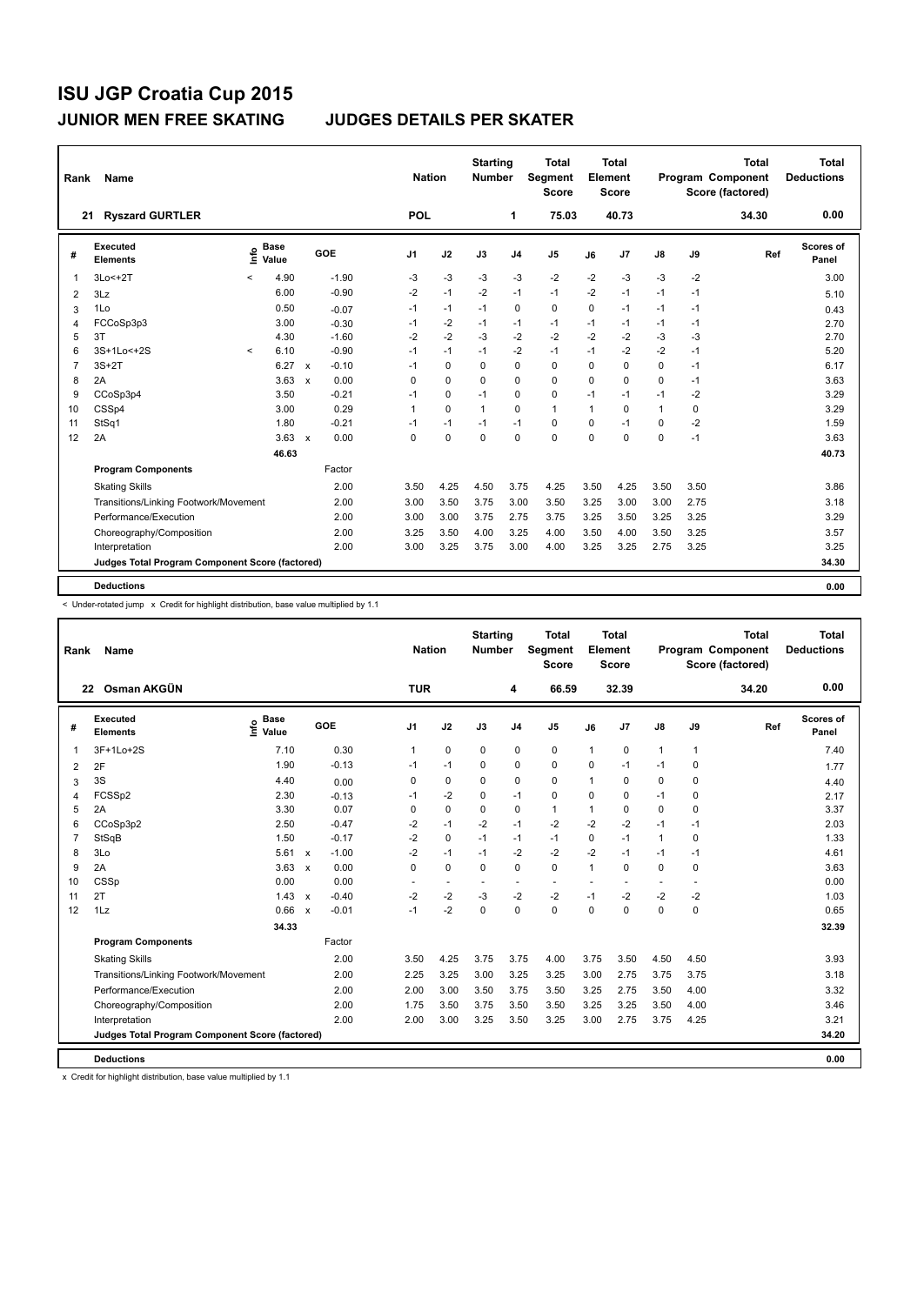# ISU JGP Croatia Cup 2015

## JUNIOR MEN FREE SKATING    JUDGES DETAILS PER SKATER

| Rank | Name | Nation | Starting Number | Total Segment Score | Total Element Score | Total Program Component Score (factored) | Total Deductions |
|---|---|---|---|---|---|---|---|
| 21 | Ryszard GURTLER | POL | 1 | 75.03 | 40.73 | 34.30 | 0.00 |

| # | Executed Elements | Info | Base Value | | GOE | J1 | J2 | J3 | J4 | J5 | J6 | J7 | J8 | J9 | Ref | Scores of Panel |
|---|---|---|---|---|---|---|---|---|---|---|---|---|---|---|---|---|
| 1 | 3Lo<+2T | < | 4.90 | | -1.90 | -3 | -3 | -3 | -3 | -2 | -2 | -3 | -3 | -2 | | 3.00 |
| 2 | 3Lz | | 6.00 | | -0.90 | -2 | -1 | -2 | -1 | -1 | -2 | -1 | -1 | -1 | | 5.10 |
| 3 | 1Lo | | 0.50 | | -0.07 | -1 | -1 | -1 | 0 | 0 | 0 | -1 | -1 | -1 | | 0.43 |
| 4 | FCCoSp3p3 | | 3.00 | | -0.30 | -1 | -2 | -1 | -1 | -1 | -1 | -1 | -1 | -1 | | 2.70 |
| 5 | 3T | | 4.30 | | -1.60 | -2 | -2 | -3 | -2 | -2 | -2 | -2 | -3 | -3 | | 2.70 |
| 6 | 3S+1Lo<+2S | < | 6.10 | | -0.90 | -1 | -1 | -1 | -2 | -1 | -1 | -2 | -2 | -1 | | 5.20 |
| 7 | 3S+2T | | 6.27 | x | -0.10 | -1 | 0 | 0 | 0 | 0 | 0 | 0 | 0 | -1 | | 6.17 |
| 8 | 2A | | 3.63 | x | 0.00 | 0 | 0 | 0 | 0 | 0 | 0 | 0 | 0 | -1 | | 3.63 |
| 9 | CCoSp3p4 | | 3.50 | | -0.21 | -1 | 0 | -1 | 0 | 0 | -1 | -1 | -1 | -2 | | 3.29 |
| 10 | CSSp4 | | 3.00 | | 0.29 | 1 | 0 | 1 | 0 | 1 | 1 | 0 | 1 | 0 | | 3.29 |
| 11 | StSq1 | | 1.80 | | -0.21 | -1 | -1 | -1 | -1 | 0 | 0 | -1 | 0 | -2 | | 1.59 |
| 12 | 2A | | 3.63 | x | 0.00 | 0 | 0 | 0 | 0 | 0 | 0 | 0 | 0 | -1 | | 3.63 |
| | | | 46.63 | | | | | | | | | | | | | 40.73 |

| Program Components | Factor | J1 | J2 | J3 | J4 | J5 | J6 | J7 | J8 | J9 | Scores of Panel |
|---|---|---|---|---|---|---|---|---|---|---|---|
| Skating Skills | 2.00 | 3.50 | 4.25 | 4.50 | 3.75 | 4.25 | 3.50 | 4.25 | 3.50 | 3.50 | 3.86 |
| Transitions/Linking Footwork/Movement | 2.00 | 3.00 | 3.50 | 3.75 | 3.00 | 3.50 | 3.25 | 3.00 | 3.00 | 2.75 | 3.18 |
| Performance/Execution | 2.00 | 3.00 | 3.00 | 3.75 | 2.75 | 3.75 | 3.25 | 3.50 | 3.25 | 3.25 | 3.29 |
| Choreography/Composition | 2.00 | 3.25 | 3.50 | 4.00 | 3.25 | 4.00 | 3.50 | 4.00 | 3.50 | 3.25 | 3.57 |
| Interpretation | 2.00 | 3.00 | 3.25 | 3.75 | 3.00 | 4.00 | 3.25 | 3.25 | 2.75 | 3.25 | 3.25 |
| Judges Total Program Component Score (factored) | | | | | | | | | | | 34.30 |
| Deductions | | | | | | | | | | | 0.00 |

< Under-rotated jump   x Credit for highlight distribution, base value multiplied by 1.1

| Rank | Name | Nation | Starting Number | Total Segment Score | Total Element Score | Total Program Component Score (factored) | Total Deductions |
|---|---|---|---|---|---|---|---|
| 22 | Osman AKGÜN | TUR | 4 | 66.59 | 32.39 | 34.20 | 0.00 |

| # | Executed Elements | Info | Base Value | | GOE | J1 | J2 | J3 | J4 | J5 | J6 | J7 | J8 | J9 | Ref | Scores of Panel |
|---|---|---|---|---|---|---|---|---|---|---|---|---|---|---|---|---|
| 1 | 3F+1Lo+2S | | 7.10 | | 0.30 | 1 | 0 | 0 | 0 | 0 | 1 | 0 | 1 | 1 | | 7.40 |
| 2 | 2F | | 1.90 | | -0.13 | -1 | -1 | 0 | 0 | 0 | 0 | -1 | -1 | 0 | | 1.77 |
| 3 | 3S | | 4.40 | | 0.00 | 0 | 0 | 0 | 0 | 0 | 1 | 0 | 0 | 0 | | 4.40 |
| 4 | FCSSp2 | | 2.30 | | -0.13 | -1 | -2 | 0 | -1 | 0 | 0 | 0 | -1 | 0 | | 2.17 |
| 5 | 2A | | 3.30 | | 0.07 | 0 | 0 | 0 | 0 | 1 | 1 | 0 | 0 | 0 | | 3.37 |
| 6 | CCoSp3p2 | | 2.50 | | -0.47 | -2 | -1 | -2 | -1 | -2 | -2 | -2 | -1 | -1 | | 2.03 |
| 7 | StSqB | | 1.50 | | -0.17 | -2 | 0 | -1 | -1 | -1 | 0 | -1 | 1 | 0 | | 1.33 |
| 8 | 3Lo | | 5.61 | x | -1.00 | -2 | -1 | -1 | -2 | -2 | -2 | -1 | -1 | -1 | | 4.61 |
| 9 | 2A | | 3.63 | x | 0.00 | 0 | 0 | 0 | 0 | 0 | 1 | 0 | 0 | 0 | | 3.63 |
| 10 | CSSp | | 0.00 | | 0.00 | - | - | - | - | - | - | - | - | - | | 0.00 |
| 11 | 2T | | 1.43 | x | -0.40 | -2 | -2 | -3 | -2 | -2 | -1 | -2 | -2 | -2 | | 1.03 |
| 12 | 1Lz | | 0.66 | x | -0.01 | -1 | -2 | 0 | 0 | 0 | 0 | 0 | 0 | 0 | | 0.65 |
| | | | 34.33 | | | | | | | | | | | | | 32.39 |

| Program Components | Factor | J1 | J2 | J3 | J4 | J5 | J6 | J7 | J8 | J9 | Scores of Panel |
|---|---|---|---|---|---|---|---|---|---|---|---|
| Skating Skills | 2.00 | 3.50 | 4.25 | 3.75 | 3.75 | 4.00 | 3.75 | 3.50 | 4.50 | 4.50 | 3.93 |
| Transitions/Linking Footwork/Movement | 2.00 | 2.25 | 3.25 | 3.00 | 3.25 | 3.25 | 3.00 | 2.75 | 3.75 | 3.75 | 3.18 |
| Performance/Execution | 2.00 | 2.00 | 3.00 | 3.50 | 3.75 | 3.50 | 3.25 | 2.75 | 3.50 | 4.00 | 3.32 |
| Choreography/Composition | 2.00 | 1.75 | 3.50 | 3.75 | 3.50 | 3.50 | 3.25 | 3.25 | 3.50 | 4.00 | 3.46 |
| Interpretation | 2.00 | 2.00 | 3.00 | 3.25 | 3.50 | 3.25 | 3.00 | 2.75 | 3.75 | 4.25 | 3.21 |
| Judges Total Program Component Score (factored) | | | | | | | | | | | 34.20 |
| Deductions | | | | | | | | | | | 0.00 |

x Credit for highlight distribution, base value multiplied by 1.1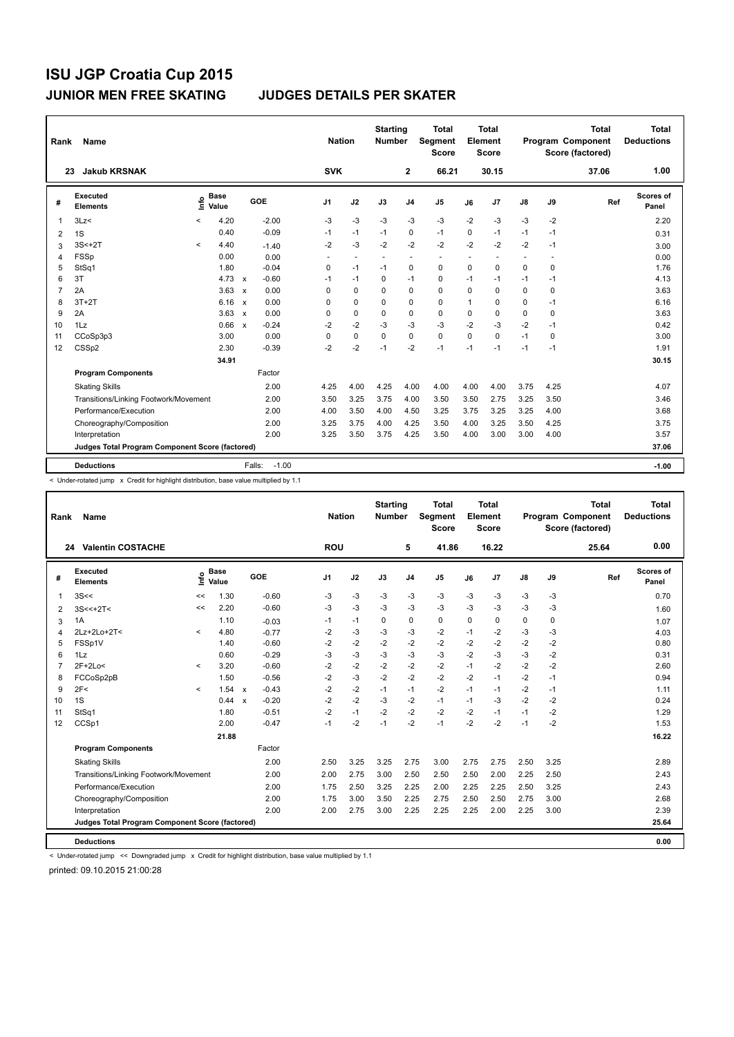# ISU JGP Croatia Cup 2015

## JUNIOR MEN FREE SKATING

## JUDGES DETAILS PER SKATER

| Rank | Name | Nation | Starting Number | Total Segment Score | Total Element Score | Total Program Component Score (factored) | Total Deductions |
|---|---|---|---|---|---|---|---|
| 23 | Jakub KRSNAK | SVK | 2 | 66.21 | 30.15 | 37.06 | 1.00 |

| # | Executed Elements | Info | Base Value | | GOE | J1 | J2 | J3 | J4 | J5 | J6 | J7 | J8 | J9 | Ref | Scores of Panel |
|---|---|---|---|---|---|---|---|---|---|---|---|---|---|---|---|---|
| 1 | 3Lz< | < | 4.20 | | -2.00 | -3 | -3 | -3 | -3 | -3 | -2 | -3 | -3 | -2 | | 2.20 |
| 2 | 1S | | 0.40 | | -0.09 | -1 | -1 | -1 | 0 | -1 | 0 | -1 | -1 | -1 | | 0.31 |
| 3 | 3S<+2T | < | 4.40 | | -1.40 | -2 | -3 | -2 | -2 | -2 | -2 | -2 | -2 | -1 | | 3.00 |
| 4 | FSSp | | 0.00 | | 0.00 | - | - | - | - | - | - | - | - | - | | 0.00 |
| 5 | StSq1 | | 1.80 | | -0.04 | 0 | -1 | -1 | 0 | 0 | 0 | 0 | 0 | 0 | | 1.76 |
| 6 | 3T | | 4.73 | x | -0.60 | -1 | -1 | 0 | -1 | 0 | -1 | -1 | -1 | -1 | | 4.13 |
| 7 | 2A | | 3.63 | x | 0.00 | 0 | 0 | 0 | 0 | 0 | 0 | 0 | 0 | 0 | | 3.63 |
| 8 | 3T+2T | | 6.16 | x | 0.00 | 0 | 0 | 0 | 0 | 0 | 1 | 0 | 0 | -1 | | 6.16 |
| 9 | 2A | | 3.63 | x | 0.00 | 0 | 0 | 0 | 0 | 0 | 0 | 0 | 0 | 0 | | 3.63 |
| 10 | 1Lz | | 0.66 | x | -0.24 | -2 | -2 | -3 | -3 | -3 | -2 | -3 | -2 | -1 | | 0.42 |
| 11 | CCoSp3p3 | | 3.00 | | 0.00 | 0 | 0 | 0 | 0 | 0 | 0 | 0 | -1 | 0 | | 3.00 |
| 12 | CSSp2 | | 2.30 | | -0.39 | -2 | -2 | -1 | -2 | -1 | -1 | -1 | -1 | -1 | | 1.91 |
| | | | 34.91 | | | | | | | | | | | | | 30.15 |
| | **Program Components** | | | | Factor | | | | | | | | | | | |
| | Skating Skills | | | | 2.00 | 4.25 | 4.00 | 4.25 | 4.00 | 4.00 | 4.00 | 4.00 | 3.75 | 4.25 | | 4.07 |
| | Transitions/Linking Footwork/Movement | | | | 2.00 | 3.50 | 3.25 | 3.75 | 4.00 | 3.50 | 3.50 | 2.75 | 3.25 | 3.50 | | 3.46 |
| | Performance/Execution | | | | 2.00 | 4.00 | 3.50 | 4.00 | 4.50 | 3.25 | 3.75 | 3.25 | 3.25 | 4.00 | | 3.68 |
| | Choreography/Composition | | | | 2.00 | 3.25 | 3.75 | 4.00 | 4.25 | 3.50 | 4.00 | 3.25 | 3.50 | 4.25 | | 3.75 |
| | Interpretation | | | | 2.00 | 3.25 | 3.50 | 3.75 | 4.25 | 3.50 | 4.00 | 3.00 | 3.00 | 4.00 | | 3.57 |
| | **Judges Total Program Component Score (factored)** | | | | | | | | | | | | | | | 37.06 |
| | **Deductions** | | | | Falls: -1.00 | | | | | | | | | | | -1.00 |

< Under-rotated jump x Credit for highlight distribution, base value multiplied by 1.1

| Rank | Name | Nation | Starting Number | Total Segment Score | Total Element Score | Total Program Component Score (factored) | Total Deductions |
|---|---|---|---|---|---|---|---|
| 24 | Valentin COSTACHE | ROU | 5 | 41.86 | 16.22 | 25.64 | 0.00 |

| # | Executed Elements | Info | Base Value | | GOE | J1 | J2 | J3 | J4 | J5 | J6 | J7 | J8 | J9 | Ref | Scores of Panel |
|---|---|---|---|---|---|---|---|---|---|---|---|---|---|---|---|---|
| 1 | 3S<< | << | 1.30 | | -0.60 | -3 | -3 | -3 | -3 | -3 | -3 | -3 | -3 | -3 | | 0.70 |
| 2 | 3S<<+2T< | << | 2.20 | | -0.60 | -3 | -3 | -3 | -3 | -3 | -3 | -3 | -3 | -3 | | 1.60 |
| 3 | 1A | | 1.10 | | -0.03 | -1 | -1 | 0 | 0 | 0 | 0 | 0 | 0 | 0 | | 1.07 |
| 4 | 2Lz+2Lo+2T< | < | 4.80 | | -0.77 | -2 | -3 | -3 | -3 | -2 | -1 | -2 | -3 | -3 | | 4.03 |
| 5 | FSSp1V | | 1.40 | | -0.60 | -2 | -2 | -2 | -2 | -2 | -2 | -2 | -2 | -2 | | 0.80 |
| 6 | 1Lz | | 0.60 | | -0.29 | -3 | -3 | -3 | -3 | -3 | -2 | -3 | -3 | -2 | | 0.31 |
| 7 | 2F+2Lo< | < | 3.20 | | -0.60 | -2 | -2 | -2 | -2 | -2 | -1 | -2 | -2 | -2 | | 2.60 |
| 8 | FCCoSp2pB | | 1.50 | | -0.56 | -2 | -3 | -2 | -2 | -2 | -2 | -1 | -2 | -1 | | 0.94 |
| 9 | 2F< | < | 1.54 | x | -0.43 | -2 | -2 | -1 | -1 | -2 | -1 | -1 | -2 | -1 | | 1.11 |
| 10 | 1S | | 0.44 | x | -0.20 | -2 | -2 | -3 | -2 | -1 | -1 | -3 | -2 | -2 | | 0.24 |
| 11 | StSq1 | | 1.80 | | -0.51 | -2 | -1 | -2 | -2 | -2 | -2 | -1 | -1 | -2 | | 1.29 |
| 12 | CCSp1 | | 2.00 | | -0.47 | -1 | -2 | -1 | -2 | -1 | -2 | -2 | -1 | -2 | | 1.53 |
| | | | 21.88 | | | | | | | | | | | | | 16.22 |
| | **Program Components** | | | | Factor | | | | | | | | | | | |
| | Skating Skills | | | | 2.00 | 2.50 | 3.25 | 3.25 | 2.75 | 3.00 | 2.75 | 2.75 | 2.50 | 3.25 | | 2.89 |
| | Transitions/Linking Footwork/Movement | | | | 2.00 | 2.00 | 2.75 | 3.00 | 2.50 | 2.50 | 2.50 | 2.00 | 2.25 | 2.50 | | 2.43 |
| | Performance/Execution | | | | 2.00 | 1.75 | 2.50 | 3.25 | 2.25 | 2.00 | 2.25 | 2.25 | 2.50 | 3.25 | | 2.43 |
| | Choreography/Composition | | | | 2.00 | 1.75 | 3.00 | 3.50 | 2.25 | 2.75 | 2.50 | 2.50 | 2.75 | 3.00 | | 2.68 |
| | Interpretation | | | | 2.00 | 2.00 | 2.75 | 3.00 | 2.25 | 2.25 | 2.25 | 2.00 | 2.25 | 3.00 | | 2.39 |
| | **Judges Total Program Component Score (factored)** | | | | | | | | | | | | | | | 25.64 |
| | **Deductions** | | | | | | | | | | | | | | | 0.00 |

< Under-rotated jump << Downgraded jump x Credit for highlight distribution, base value multiplied by 1.1

printed: 09.10.2015 21:00:28